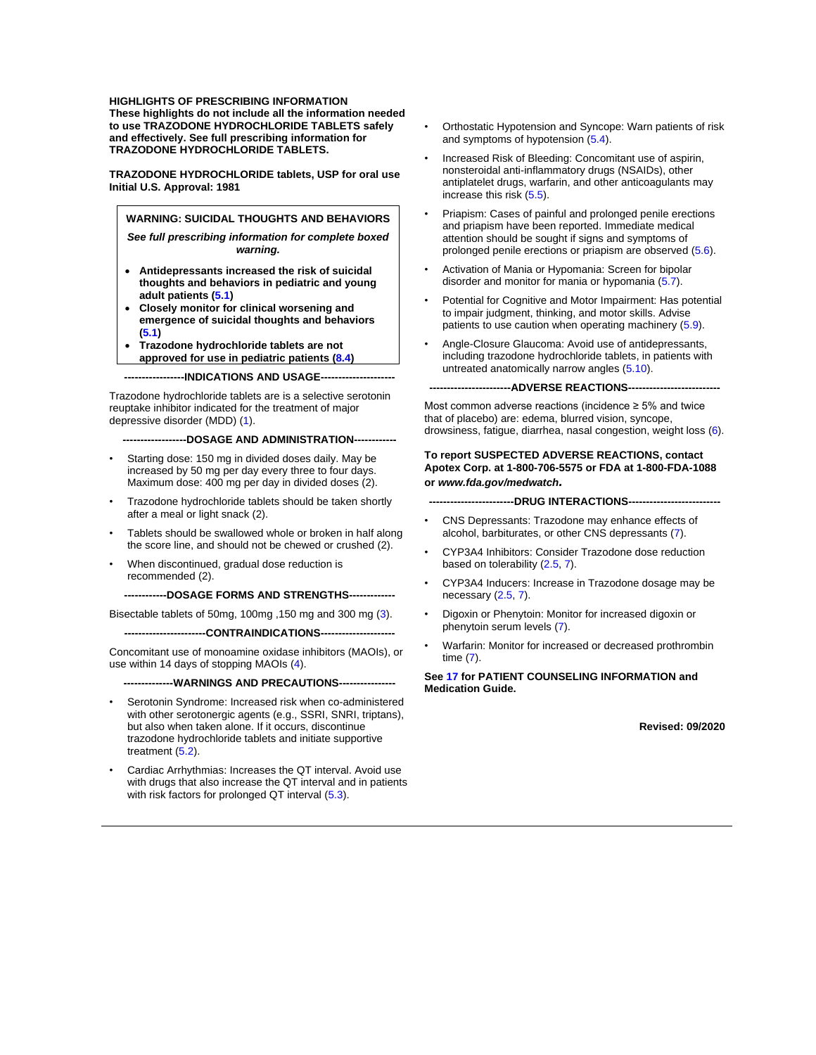**HIGHLIGHTS OF PRESCRIBING INFORMATION**
**These highlights do not include all the information needed to use TRAZODONE HYDROCHLORIDE TABLETS safely and effectively. See full prescribing information for TRAZODONE HYDROCHLORIDE TABLETS.**

**TRAZODONE HYDROCHLORIDE tablets, USP for oral use**
**Initial U.S. Approval: 1981**

> **WARNING: SUICIDAL THOUGHTS AND BEHAVIORS**
>
> ***See full prescribing information for complete boxed warning.***
>
> - **Antidepressants increased the risk of suicidal thoughts and behaviors in pediatric and young adult patients (5.1)**
> - **Closely monitor for clinical worsening and emergence of suicidal thoughts and behaviors (5.1)**
> - **Trazodone hydrochloride tablets are not approved for use in pediatric patients (8.4)**

**----------------INDICATIONS AND USAGE--------------------**

Trazodone hydrochloride tablets are is a selective serotonin reuptake inhibitor indicated for the treatment of major depressive disorder (MDD) (1).

**------------------DOSAGE AND ADMINISTRATION------------**

- Starting dose: 150 mg in divided doses daily. May be increased by 50 mg per day every three to four days. Maximum dose: 400 mg per day in divided doses (2).
- Trazodone hydrochloride tablets should be taken shortly after a meal or light snack (2).
- Tablets should be swallowed whole or broken in half along the score line, and should not be chewed or crushed (2).
- When discontinued, gradual dose reduction is recommended (2).

**------------DOSAGE FORMS AND STRENGTHS-------------**

Bisectable tablets of 50mg, 100mg ,150 mg and 300 mg (3).

**----------------------CONTRAINDICATIONS--------------------**

Concomitant use of monoamine oxidase inhibitors (MAOIs), or use within 14 days of stopping MAOIs (4).

**--------------WARNINGS AND PRECAUTIONS---------------**

- Serotonin Syndrome: Increased risk when co-administered with other serotonergic agents (e.g., SSRI, SNRI, triptans), but also when taken alone. If it occurs, discontinue trazodone hydrochloride tablets and initiate supportive treatment (5.2).
- Cardiac Arrhythmias: Increases the QT interval. Avoid use with drugs that also increase the QT interval and in patients with risk factors for prolonged QT interval (5.3).
- Orthostatic Hypotension and Syncope: Warn patients of risk and symptoms of hypotension (5.4).
- Increased Risk of Bleeding: Concomitant use of aspirin, nonsteroidal anti-inflammatory drugs (NSAIDs), other antiplatelet drugs, warfarin, and other anticoagulants may increase this risk (5.5).
- Priapism: Cases of painful and prolonged penile erections and priapism have been reported. Immediate medical attention should be sought if signs and symptoms of prolonged penile erections or priapism are observed (5.6).
- Activation of Mania or Hypomania: Screen for bipolar disorder and monitor for mania or hypomania (5.7).
- Potential for Cognitive and Motor Impairment: Has potential to impair judgment, thinking, and motor skills. Advise patients to use caution when operating machinery (5.9).
- Angle-Closure Glaucoma: Avoid use of antidepressants, including trazodone hydrochloride tablets, in patients with untreated anatomically narrow angles (5.10).

**----------------------ADVERSE REACTIONS-------------------------**

Most common adverse reactions (incidence ≥ 5% and twice that of placebo) are: edema, blurred vision, syncope, drowsiness, fatigue, diarrhea, nasal congestion, weight loss (6).

**To report SUSPECTED ADVERSE REACTIONS, contact Apotex Corp. at 1-800-706-5575 or FDA at 1-800-FDA-1088 or *www.fda.gov/medwatch.***

**-----------------------DRUG INTERACTIONS-------------------------**

- CNS Depressants: Trazodone may enhance effects of alcohol, barbiturates, or other CNS depressants (7).
- CYP3A4 Inhibitors: Consider Trazodone dose reduction based on tolerability (2.5, 7).
- CYP3A4 Inducers: Increase in Trazodone dosage may be necessary (2.5, 7).
- Digoxin or Phenytoin: Monitor for increased digoxin or phenytoin serum levels (7).
- Warfarin: Monitor for increased or decreased prothrombin time (7).

**See 17 for PATIENT COUNSELING INFORMATION and Medication Guide.**

**Revised: 09/2020**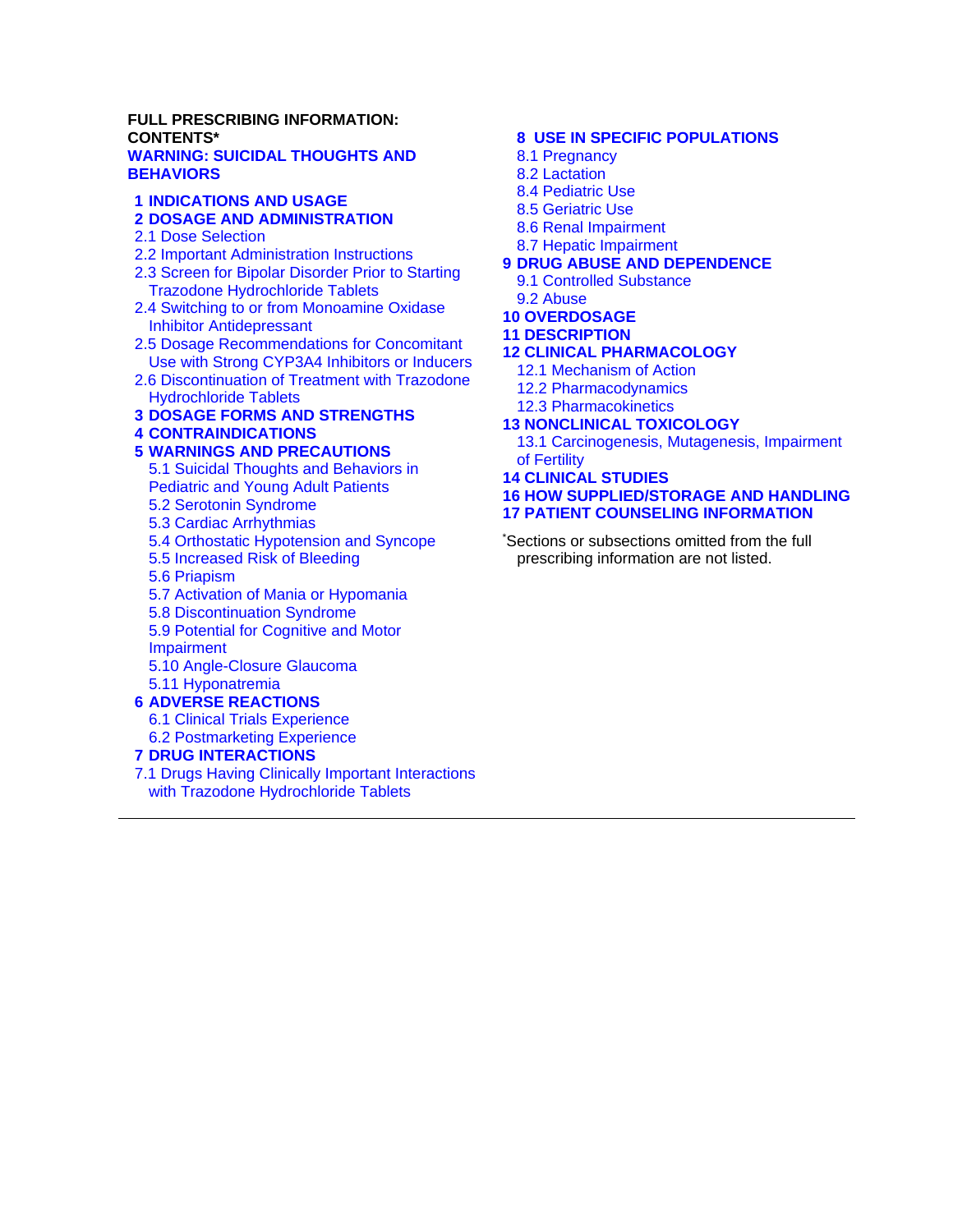**FULL PRESCRIBING INFORMATION: CONTENTS***

**WARNING: SUICIDAL THOUGHTS AND BEHAVIORS**

**1 INDICATIONS AND USAGE**

**2 DOSAGE AND ADMINISTRATION**

2.1 Dose Selection

2.2 Important Administration Instructions

2.3 Screen for Bipolar Disorder Prior to Starting Trazodone Hydrochloride Tablets

2.4 Switching to or from Monoamine Oxidase Inhibitor Antidepressant

2.5 Dosage Recommendations for Concomitant Use with Strong CYP3A4 Inhibitors or Inducers

2.6 Discontinuation of Treatment with Trazodone Hydrochloride Tablets

**3 DOSAGE FORMS AND STRENGTHS**

**4 CONTRAINDICATIONS**

**5 WARNINGS AND PRECAUTIONS**

5.1 Suicidal Thoughts and Behaviors in Pediatric and Young Adult Patients

5.2 Serotonin Syndrome

5.3 Cardiac Arrhythmias

5.4 Orthostatic Hypotension and Syncope

5.5 Increased Risk of Bleeding

5.6 Priapism

5.7 Activation of Mania or Hypomania

5.8 Discontinuation Syndrome

5.9 Potential for Cognitive and Motor Impairment

5.10 Angle-Closure Glaucoma

5.11 Hyponatremia

**6 ADVERSE REACTIONS**

6.1 Clinical Trials Experience

6.2 Postmarketing Experience

**7 DRUG INTERACTIONS**

7.1 Drugs Having Clinically Important Interactions with Trazodone Hydrochloride Tablets

**8 USE IN SPECIFIC POPULATIONS**

8.1 Pregnancy

8.2 Lactation

8.4 Pediatric Use

8.5 Geriatric Use

8.6 Renal Impairment

8.7 Hepatic Impairment

**9 DRUG ABUSE AND DEPENDENCE**

9.1 Controlled Substance

9.2 Abuse

**10 OVERDOSAGE**

**11 DESCRIPTION**

**12 CLINICAL PHARMACOLOGY**

12.1 Mechanism of Action

12.2 Pharmacodynamics

12.3 Pharmacokinetics

**13 NONCLINICAL TOXICOLOGY**

13.1 Carcinogenesis, Mutagenesis, Impairment of Fertility

**14 CLINICAL STUDIES**

**16 HOW SUPPLIED/STORAGE AND HANDLING**

**17 PATIENT COUNSELING INFORMATION**

*Sections or subsections omitted from the full prescribing information are not listed.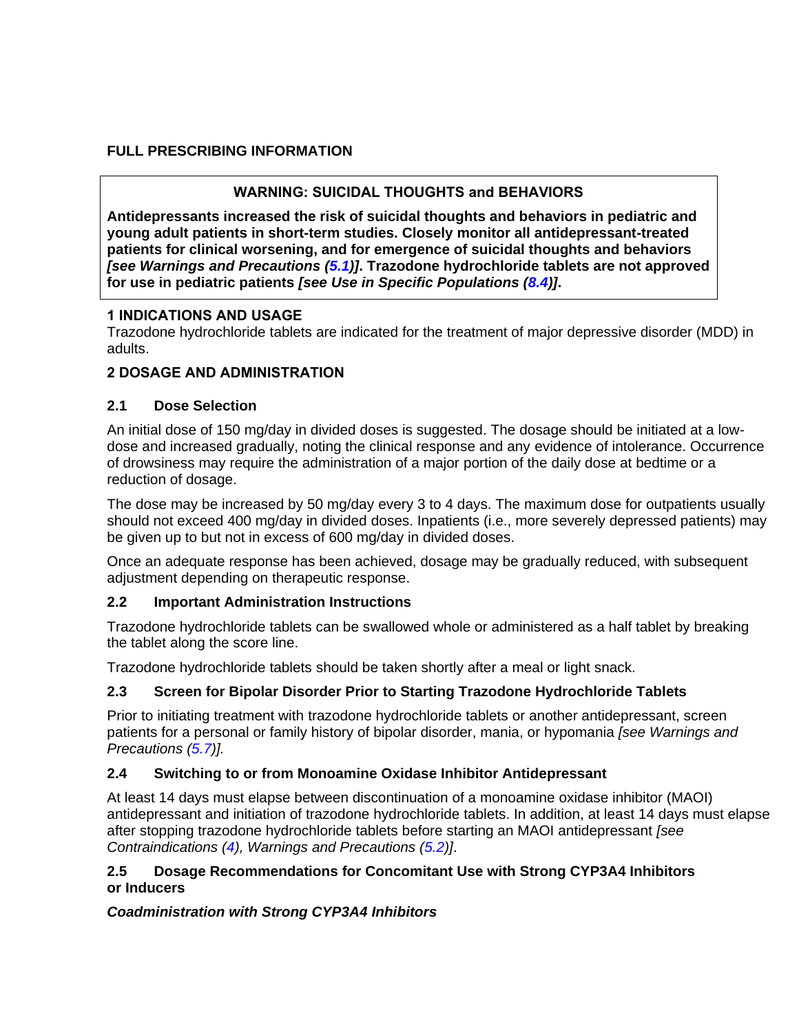# FULL PRESCRIBING INFORMATION

> **WARNING: SUICIDAL THOUGHTS and BEHAVIORS**
>
> **Antidepressants increased the risk of suicidal thoughts and behaviors in pediatric and young adult patients in short-term studies. Closely monitor all antidepressant-treated patients for clinical worsening, and for emergence of suicidal thoughts and behaviors *[see Warnings and Precautions (5.1)]*. Trazodone hydrochloride tablets are not approved for use in pediatric patients *[see Use in Specific Populations (8.4)]*.**

## 1 INDICATIONS AND USAGE

Trazodone hydrochloride tablets are indicated for the treatment of major depressive disorder (MDD) in adults.

## 2 DOSAGE AND ADMINISTRATION

### 2.1 Dose Selection

An initial dose of 150 mg/day in divided doses is suggested. The dosage should be initiated at a low-dose and increased gradually, noting the clinical response and any evidence of intolerance. Occurrence of drowsiness may require the administration of a major portion of the daily dose at bedtime or a reduction of dosage.

The dose may be increased by 50 mg/day every 3 to 4 days. The maximum dose for outpatients usually should not exceed 400 mg/day in divided doses. Inpatients (i.e., more severely depressed patients) may be given up to but not in excess of 600 mg/day in divided doses.

Once an adequate response has been achieved, dosage may be gradually reduced, with subsequent adjustment depending on therapeutic response.

### 2.2 Important Administration Instructions

Trazodone hydrochloride tablets can be swallowed whole or administered as a half tablet by breaking the tablet along the score line.

Trazodone hydrochloride tablets should be taken shortly after a meal or light snack.

### 2.3 Screen for Bipolar Disorder Prior to Starting Trazodone Hydrochloride Tablets

Prior to initiating treatment with trazodone hydrochloride tablets or another antidepressant, screen patients for a personal or family history of bipolar disorder, mania, or hypomania *[see Warnings and Precautions (5.7)]*.

### 2.4 Switching to or from Monoamine Oxidase Inhibitor Antidepressant

At least 14 days must elapse between discontinuation of a monoamine oxidase inhibitor (MAOI) antidepressant and initiation of trazodone hydrochloride tablets. In addition, at least 14 days must elapse after stopping trazodone hydrochloride tablets before starting an MAOI antidepressant *[see Contraindications (4), Warnings and Precautions (5.2)]*.

### 2.5 Dosage Recommendations for Concomitant Use with Strong CYP3A4 Inhibitors or Inducers

***Coadministration with Strong CYP3A4 Inhibitors***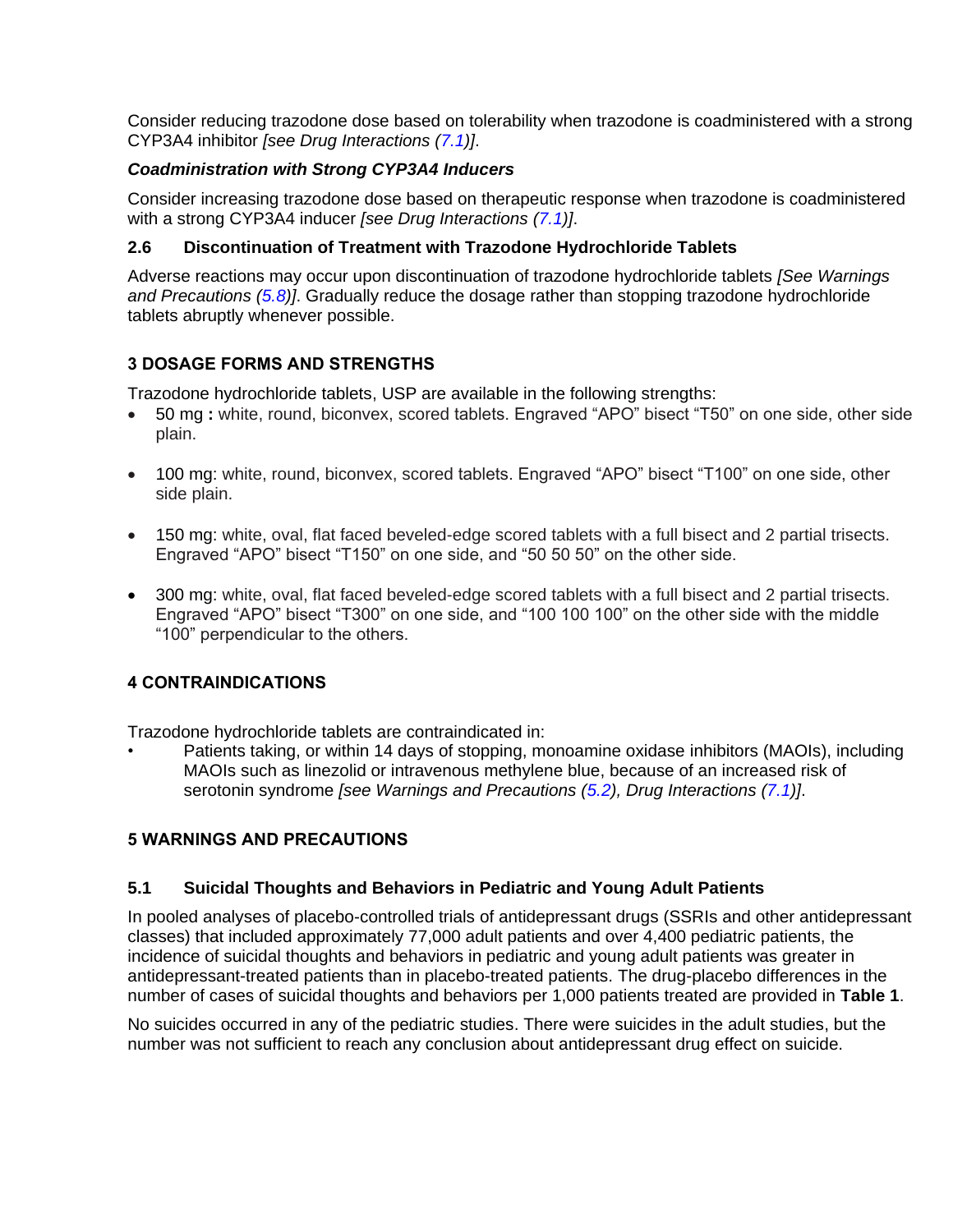Consider reducing trazodone dose based on tolerability when trazodone is coadministered with a strong CYP3A4 inhibitor *[see Drug Interactions (7.1)]*.

***Coadministration with Strong CYP3A4 Inducers***

Consider increasing trazodone dose based on therapeutic response when trazodone is coadministered with a strong CYP3A4 inducer *[see Drug Interactions (7.1)]*.

### 2.6 Discontinuation of Treatment with Trazodone Hydrochloride Tablets

Adverse reactions may occur upon discontinuation of trazodone hydrochloride tablets *[See Warnings and Precautions (5.8)]*. Gradually reduce the dosage rather than stopping trazodone hydrochloride tablets abruptly whenever possible.

## 3 DOSAGE FORMS AND STRENGTHS

Trazodone hydrochloride tablets, USP are available in the following strengths:

- 50 mg **:** white, round, biconvex, scored tablets. Engraved “APO” bisect “T50” on one side, other side plain.
- 100 mg: white, round, biconvex, scored tablets. Engraved “APO” bisect “T100” on one side, other side plain.
- 150 mg: white, oval, flat faced beveled-edge scored tablets with a full bisect and 2 partial trisects. Engraved “APO” bisect “T150” on one side, and “50 50 50” on the other side.
- 300 mg: white, oval, flat faced beveled-edge scored tablets with a full bisect and 2 partial trisects. Engraved “APO” bisect “T300” on one side, and “100 100 100” on the other side with the middle “100” perpendicular to the others.

## 4 CONTRAINDICATIONS

Trazodone hydrochloride tablets are contraindicated in:

- Patients taking, or within 14 days of stopping, monoamine oxidase inhibitors (MAOIs), including MAOIs such as linezolid or intravenous methylene blue, because of an increased risk of serotonin syndrome *[see Warnings and Precautions (5.2), Drug Interactions (7.1)]*.

## 5 WARNINGS AND PRECAUTIONS

### 5.1 Suicidal Thoughts and Behaviors in Pediatric and Young Adult Patients

In pooled analyses of placebo-controlled trials of antidepressant drugs (SSRIs and other antidepressant classes) that included approximately 77,000 adult patients and over 4,400 pediatric patients, the incidence of suicidal thoughts and behaviors in pediatric and young adult patients was greater in antidepressant-treated patients than in placebo-treated patients. The drug-placebo differences in the number of cases of suicidal thoughts and behaviors per 1,000 patients treated are provided in **Table 1**.

No suicides occurred in any of the pediatric studies. There were suicides in the adult studies, but the number was not sufficient to reach any conclusion about antidepressant drug effect on suicide.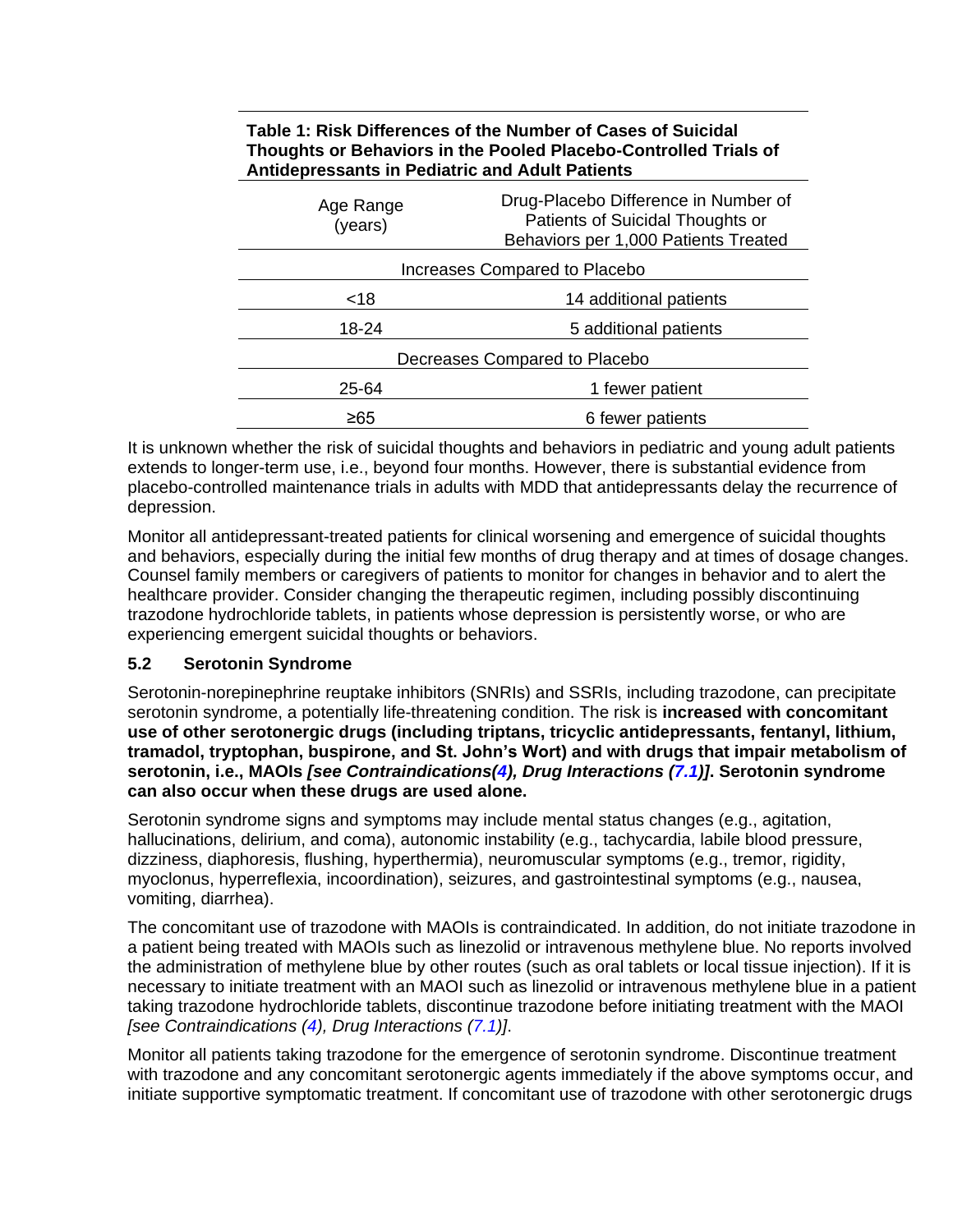**Table 1: Risk Differences of the Number of Cases of Suicidal Thoughts or Behaviors in the Pooled Placebo-Controlled Trials of Antidepressants in Pediatric and Adult Patients**

| Age Range (years) | Drug-Placebo Difference in Number of Patients of Suicidal Thoughts or Behaviors per 1,000 Patients Treated |
|---|---|
| Increases Compared to Placebo | |
| <18 | 14 additional patients |
| 18-24 | 5 additional patients |
| Decreases Compared to Placebo | |
| 25-64 | 1 fewer patient |
| ≥65 | 6 fewer patients |

It is unknown whether the risk of suicidal thoughts and behaviors in pediatric and young adult patients extends to longer-term use, i.e., beyond four months. However, there is substantial evidence from placebo-controlled maintenance trials in adults with MDD that antidepressants delay the recurrence of depression.

Monitor all antidepressant-treated patients for clinical worsening and emergence of suicidal thoughts and behaviors, especially during the initial few months of drug therapy and at times of dosage changes. Counsel family members or caregivers of patients to monitor for changes in behavior and to alert the healthcare provider. Consider changing the therapeutic regimen, including possibly discontinuing trazodone hydrochloride tablets, in patients whose depression is persistently worse, or who are experiencing emergent suicidal thoughts or behaviors.

### 5.2 Serotonin Syndrome

Serotonin-norepinephrine reuptake inhibitors (SNRIs) and SSRIs, including trazodone, can precipitate serotonin syndrome, a potentially life-threatening condition. The risk is **increased with concomitant use of other serotonergic drugs (including triptans, tricyclic antidepressants, fentanyl, lithium, tramadol, tryptophan, buspirone, and St. John's Wort) and with drugs that impair metabolism of serotonin, i.e., MAOIs *[see Contraindications(4), Drug Interactions (7.1)]*. Serotonin syndrome can also occur when these drugs are used alone.**

Serotonin syndrome signs and symptoms may include mental status changes (e.g., agitation, hallucinations, delirium, and coma), autonomic instability (e.g., tachycardia, labile blood pressure, dizziness, diaphoresis, flushing, hyperthermia), neuromuscular symptoms (e.g., tremor, rigidity, myoclonus, hyperreflexia, incoordination), seizures, and gastrointestinal symptoms (e.g., nausea, vomiting, diarrhea).

The concomitant use of trazodone with MAOIs is contraindicated. In addition, do not initiate trazodone in a patient being treated with MAOIs such as linezolid or intravenous methylene blue. No reports involved the administration of methylene blue by other routes (such as oral tablets or local tissue injection). If it is necessary to initiate treatment with an MAOI such as linezolid or intravenous methylene blue in a patient taking trazodone hydrochloride tablets, discontinue trazodone before initiating treatment with the MAOI *[see Contraindications (4), Drug Interactions (7.1)]*.

Monitor all patients taking trazodone for the emergence of serotonin syndrome. Discontinue treatment with trazodone and any concomitant serotonergic agents immediately if the above symptoms occur, and initiate supportive symptomatic treatment. If concomitant use of trazodone with other serotonergic drugs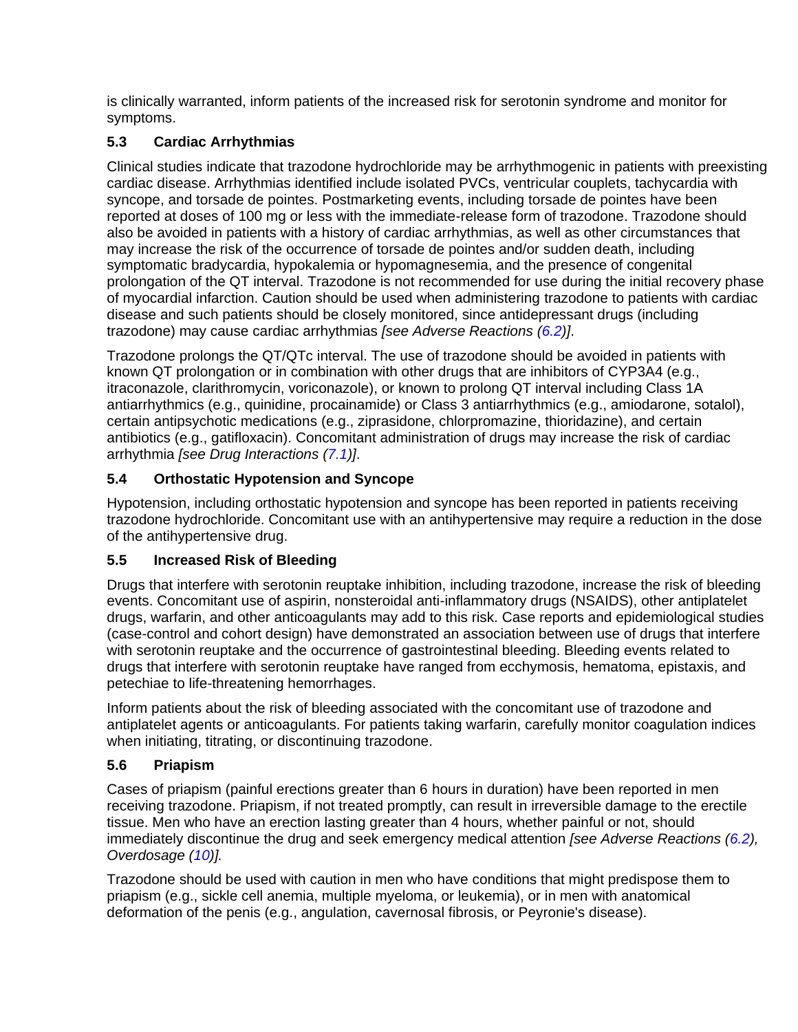is clinically warranted, inform patients of the increased risk for serotonin syndrome and monitor for symptoms.

### 5.3 Cardiac Arrhythmias

Clinical studies indicate that trazodone hydrochloride may be arrhythmogenic in patients with preexisting cardiac disease. Arrhythmias identified include isolated PVCs, ventricular couplets, tachycardia with syncope, and torsade de pointes. Postmarketing events, including torsade de pointes have been reported at doses of 100 mg or less with the immediate-release form of trazodone. Trazodone should also be avoided in patients with a history of cardiac arrhythmias, as well as other circumstances that may increase the risk of the occurrence of torsade de pointes and/or sudden death, including symptomatic bradycardia, hypokalemia or hypomagnesemia, and the presence of congenital prolongation of the QT interval. Trazodone is not recommended for use during the initial recovery phase of myocardial infarction. Caution should be used when administering trazodone to patients with cardiac disease and such patients should be closely monitored, since antidepressant drugs (including trazodone) may cause cardiac arrhythmias *[see Adverse Reactions (6.2)]*.

Trazodone prolongs the QT/QTc interval. The use of trazodone should be avoided in patients with known QT prolongation or in combination with other drugs that are inhibitors of CYP3A4 (e.g., itraconazole, clarithromycin, voriconazole), or known to prolong QT interval including Class 1A antiarrhythmics (e.g., quinidine, procainamide) or Class 3 antiarrhythmics (e.g., amiodarone, sotalol), certain antipsychotic medications (e.g., ziprasidone, chlorpromazine, thioridazine), and certain antibiotics (e.g., gatifloxacin). Concomitant administration of drugs may increase the risk of cardiac arrhythmia *[see Drug Interactions (7.1)]*.

### 5.4 Orthostatic Hypotension and Syncope

Hypotension, including orthostatic hypotension and syncope has been reported in patients receiving trazodone hydrochloride. Concomitant use with an antihypertensive may require a reduction in the dose of the antihypertensive drug.

### 5.5 Increased Risk of Bleeding

Drugs that interfere with serotonin reuptake inhibition, including trazodone, increase the risk of bleeding events. Concomitant use of aspirin, nonsteroidal anti-inflammatory drugs (NSAIDS), other antiplatelet drugs, warfarin, and other anticoagulants may add to this risk. Case reports and epidemiological studies (case-control and cohort design) have demonstrated an association between use of drugs that interfere with serotonin reuptake and the occurrence of gastrointestinal bleeding. Bleeding events related to drugs that interfere with serotonin reuptake have ranged from ecchymosis, hematoma, epistaxis, and petechiae to life-threatening hemorrhages.

Inform patients about the risk of bleeding associated with the concomitant use of trazodone and antiplatelet agents or anticoagulants. For patients taking warfarin, carefully monitor coagulation indices when initiating, titrating, or discontinuing trazodone.

### 5.6 Priapism

Cases of priapism (painful erections greater than 6 hours in duration) have been reported in men receiving trazodone. Priapism, if not treated promptly, can result in irreversible damage to the erectile tissue. Men who have an erection lasting greater than 4 hours, whether painful or not, should immediately discontinue the drug and seek emergency medical attention *[see Adverse Reactions (6.2), Overdosage (10)].*

Trazodone should be used with caution in men who have conditions that might predispose them to priapism (e.g., sickle cell anemia, multiple myeloma, or leukemia), or in men with anatomical deformation of the penis (e.g., angulation, cavernosal fibrosis, or Peyronie's disease).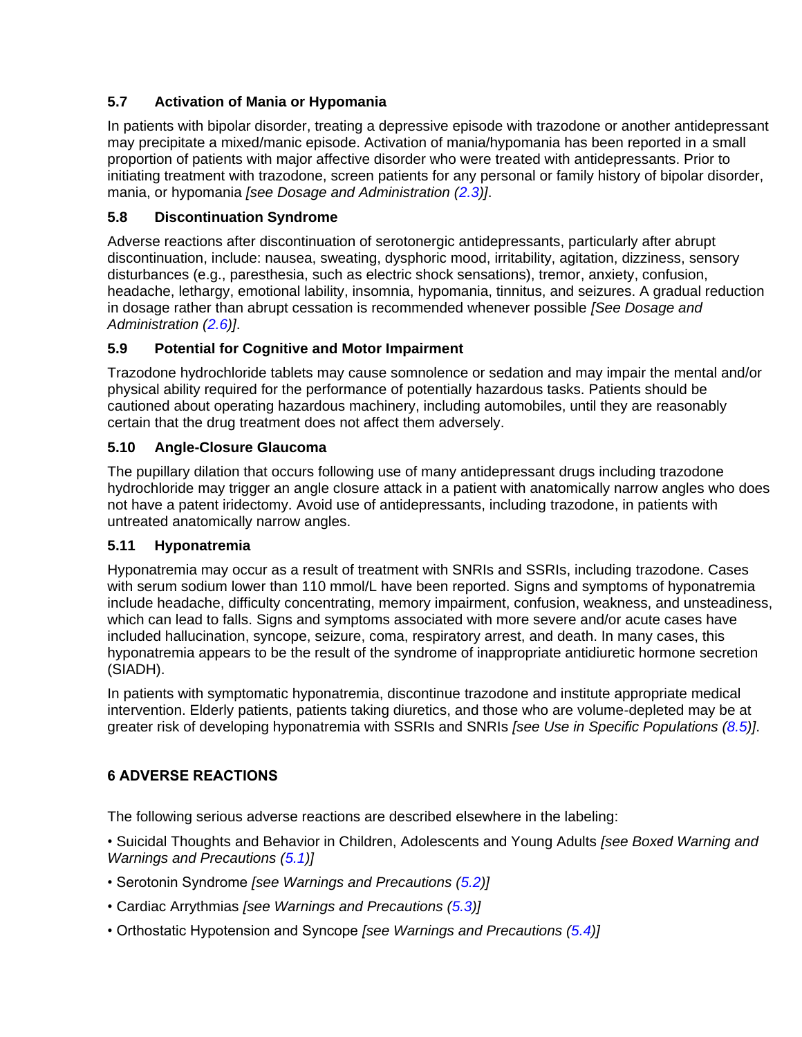### 5.7 Activation of Mania or Hypomania

In patients with bipolar disorder, treating a depressive episode with trazodone or another antidepressant may precipitate a mixed/manic episode. Activation of mania/hypomania has been reported in a small proportion of patients with major affective disorder who were treated with antidepressants. Prior to initiating treatment with trazodone, screen patients for any personal or family history of bipolar disorder, mania, or hypomania *[see Dosage and Administration (2.3)]*.

### 5.8 Discontinuation Syndrome

Adverse reactions after discontinuation of serotonergic antidepressants, particularly after abrupt discontinuation, include: nausea, sweating, dysphoric mood, irritability, agitation, dizziness, sensory disturbances (e.g., paresthesia, such as electric shock sensations), tremor, anxiety, confusion, headache, lethargy, emotional lability, insomnia, hypomania, tinnitus, and seizures. A gradual reduction in dosage rather than abrupt cessation is recommended whenever possible *[See Dosage and Administration (2.6)]*.

### 5.9 Potential for Cognitive and Motor Impairment

Trazodone hydrochloride tablets may cause somnolence or sedation and may impair the mental and/or physical ability required for the performance of potentially hazardous tasks. Patients should be cautioned about operating hazardous machinery, including automobiles, until they are reasonably certain that the drug treatment does not affect them adversely.

### 5.10 Angle-Closure Glaucoma

The pupillary dilation that occurs following use of many antidepressant drugs including trazodone hydrochloride may trigger an angle closure attack in a patient with anatomically narrow angles who does not have a patent iridectomy. Avoid use of antidepressants, including trazodone, in patients with untreated anatomically narrow angles.

### 5.11 Hyponatremia

Hyponatremia may occur as a result of treatment with SNRIs and SSRIs, including trazodone. Cases with serum sodium lower than 110 mmol/L have been reported. Signs and symptoms of hyponatremia include headache, difficulty concentrating, memory impairment, confusion, weakness, and unsteadiness, which can lead to falls. Signs and symptoms associated with more severe and/or acute cases have included hallucination, syncope, seizure, coma, respiratory arrest, and death. In many cases, this hyponatremia appears to be the result of the syndrome of inappropriate antidiuretic hormone secretion (SIADH).

In patients with symptomatic hyponatremia, discontinue trazodone and institute appropriate medical intervention. Elderly patients, patients taking diuretics, and those who are volume-depleted may be at greater risk of developing hyponatremia with SSRIs and SNRIs *[see Use in Specific Populations (8.5)]*.

## 6 ADVERSE REACTIONS

The following serious adverse reactions are described elsewhere in the labeling:

- Suicidal Thoughts and Behavior in Children, Adolescents and Young Adults *[see Boxed Warning and Warnings and Precautions (5.1)]*
- Serotonin Syndrome *[see Warnings and Precautions (5.2)]*
- Cardiac Arrythmias *[see Warnings and Precautions (5.3)]*
- Orthostatic Hypotension and Syncope *[see Warnings and Precautions (5.4)]*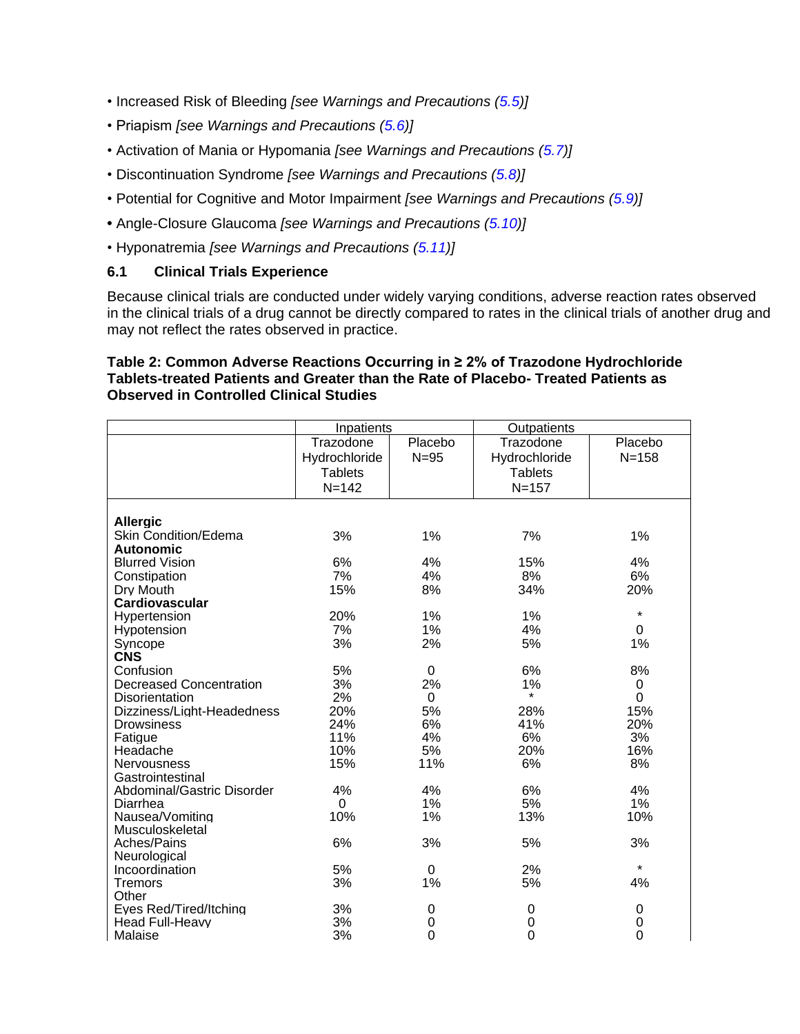- Increased Risk of Bleeding *[see Warnings and Precautions (5.5)]*
- Priapism *[see Warnings and Precautions (5.6)]*
- Activation of Mania or Hypomania *[see Warnings and Precautions (5.7)]*
- Discontinuation Syndrome *[see Warnings and Precautions (5.8)]*
- Potential for Cognitive and Motor Impairment *[see Warnings and Precautions (5.9)]*
- Angle-Closure Glaucoma *[see Warnings and Precautions (5.10)]*
- Hyponatremia *[see Warnings and Precautions (5.11)]*

### 6.1 Clinical Trials Experience

Because clinical trials are conducted under widely varying conditions, adverse reaction rates observed in the clinical trials of a drug cannot be directly compared to rates in the clinical trials of another drug and may not reflect the rates observed in practice.

**Table 2: Common Adverse Reactions Occurring in ≥ 2% of Trazodone Hydrochloride Tablets-treated Patients and Greater than the Rate of Placebo- Treated Patients as Observed in Controlled Clinical Studies**

| | Inpatients | | Outpatients | |
|---|---|---|---|---|
| | Trazodone Hydrochloride Tablets N=142 | Placebo N=95 | Trazodone Hydrochloride Tablets N=157 | Placebo N=158 |
| **Allergic** | | | | |
| Skin Condition/Edema | 3% | 1% | 7% | 1% |
| **Autonomic** | | | | |
| Blurred Vision | 6% | 4% | 15% | 4% |
| Constipation | 7% | 4% | 8% | 6% |
| Dry Mouth | 15% | 8% | 34% | 20% |
| **Cardiovascular** | | | | |
| Hypertension | 20% | 1% | 1% | * |
| Hypotension | 7% | 1% | 4% | 0 |
| Syncope | 3% | 2% | 5% | 1% |
| **CNS** | | | | |
| Confusion | 5% | 0 | 6% | 8% |
| Decreased Concentration | 3% | 2% | 1% | 0 |
| Disorientation | 2% | 0 | * | 0 |
| Dizziness/Light-Headedness | 20% | 5% | 28% | 15% |
| Drowsiness | 24% | 6% | 41% | 20% |
| Fatigue | 11% | 4% | 6% | 3% |
| Headache | 10% | 5% | 20% | 16% |
| Nervousness | 15% | 11% | 6% | 8% |
| Gastrointestinal | | | | |
| Abdominal/Gastric Disorder | 4% | 4% | 6% | 4% |
| Diarrhea | 0 | 1% | 5% | 1% |
| Nausea/Vomiting | 10% | 1% | 13% | 10% |
| Musculoskeletal | | | | |
| Aches/Pains | 6% | 3% | 5% | 3% |
| Neurological | | | | |
| Incoordination | 5% | 0 | 2% | * |
| Tremors | 3% | 1% | 5% | 4% |
| Other | | | | |
| Eyes Red/Tired/Itching | 3% | 0 | 0 | 0 |
| Head Full-Heavy | 3% | 0 | 0 | 0 |
| Malaise | 3% | 0 | 0 | 0 |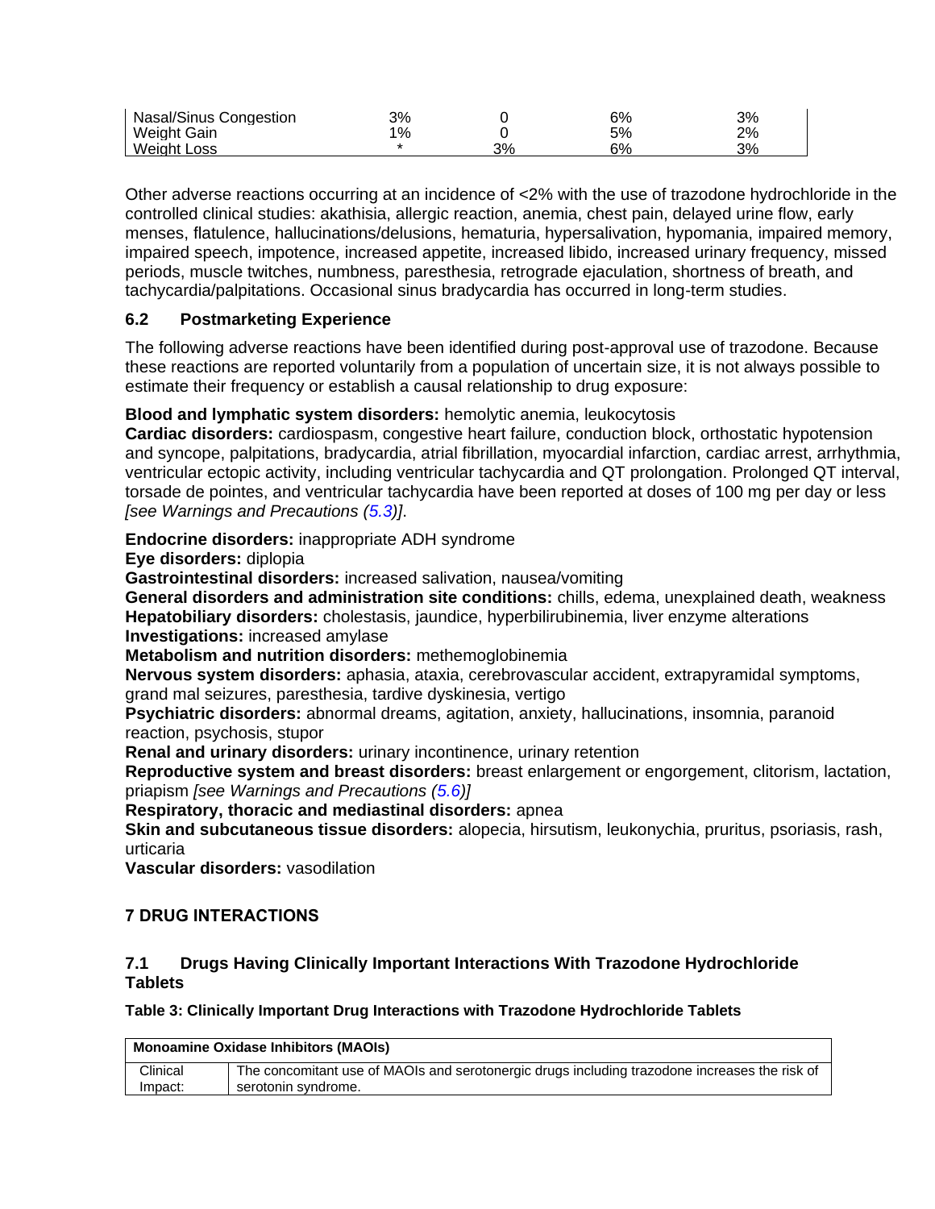| | | | | |
|---|---|---|---|---|
| Nasal/Sinus Congestion | 3% | 0 | 6% | 3% |
| Weight Gain | 1% | 0 | 5% | 2% |
| Weight Loss | * | 3% | 6% | 3% |

Other adverse reactions occurring at an incidence of <2% with the use of trazodone hydrochloride in the controlled clinical studies: akathisia, allergic reaction, anemia, chest pain, delayed urine flow, early menses, flatulence, hallucinations/delusions, hematuria, hypersalivation, hypomania, impaired memory, impaired speech, impotence, increased appetite, increased libido, increased urinary frequency, missed periods, muscle twitches, numbness, paresthesia, retrograde ejaculation, shortness of breath, and tachycardia/palpitations. Occasional sinus bradycardia has occurred in long-term studies.

### 6.2 Postmarketing Experience

The following adverse reactions have been identified during post-approval use of trazodone. Because these reactions are reported voluntarily from a population of uncertain size, it is not always possible to estimate their frequency or establish a causal relationship to drug exposure:

**Blood and lymphatic system disorders:** hemolytic anemia, leukocytosis
**Cardiac disorders:** cardiospasm, congestive heart failure, conduction block, orthostatic hypotension and syncope, palpitations, bradycardia, atrial fibrillation, myocardial infarction, cardiac arrest, arrhythmia, ventricular ectopic activity, including ventricular tachycardia and QT prolongation. Prolonged QT interval, torsade de pointes, and ventricular tachycardia have been reported at doses of 100 mg per day or less *[see Warnings and Precautions (5.3)]*.

**Endocrine disorders:** inappropriate ADH syndrome
**Eye disorders:** diplopia
**Gastrointestinal disorders:** increased salivation, nausea/vomiting
**General disorders and administration site conditions:** chills, edema, unexplained death, weakness
**Hepatobiliary disorders:** cholestasis, jaundice, hyperbilirubinemia, liver enzyme alterations
**Investigations:** increased amylase
**Metabolism and nutrition disorders:** methemoglobinemia
**Nervous system disorders:** aphasia, ataxia, cerebrovascular accident, extrapyramidal symptoms, grand mal seizures, paresthesia, tardive dyskinesia, vertigo
**Psychiatric disorders:** abnormal dreams, agitation, anxiety, hallucinations, insomnia, paranoid reaction, psychosis, stupor
**Renal and urinary disorders:** urinary incontinence, urinary retention
**Reproductive system and breast disorders:** breast enlargement or engorgement, clitorism, lactation, priapism *[see Warnings and Precautions (5.6)]*
**Respiratory, thoracic and mediastinal disorders:** apnea
**Skin and subcutaneous tissue disorders:** alopecia, hirsutism, leukonychia, pruritus, psoriasis, rash, urticaria
**Vascular disorders:** vasodilation

## 7 DRUG INTERACTIONS

### 7.1 Drugs Having Clinically Important Interactions With Trazodone Hydrochloride Tablets

**Table 3: Clinically Important Drug Interactions with Trazodone Hydrochloride Tablets**

| **Monoamine Oxidase Inhibitors (MAOIs)** | |
|---|---|
| Clinical Impact: | The concomitant use of MAOIs and serotonergic drugs including trazodone increases the risk of serotonin syndrome. |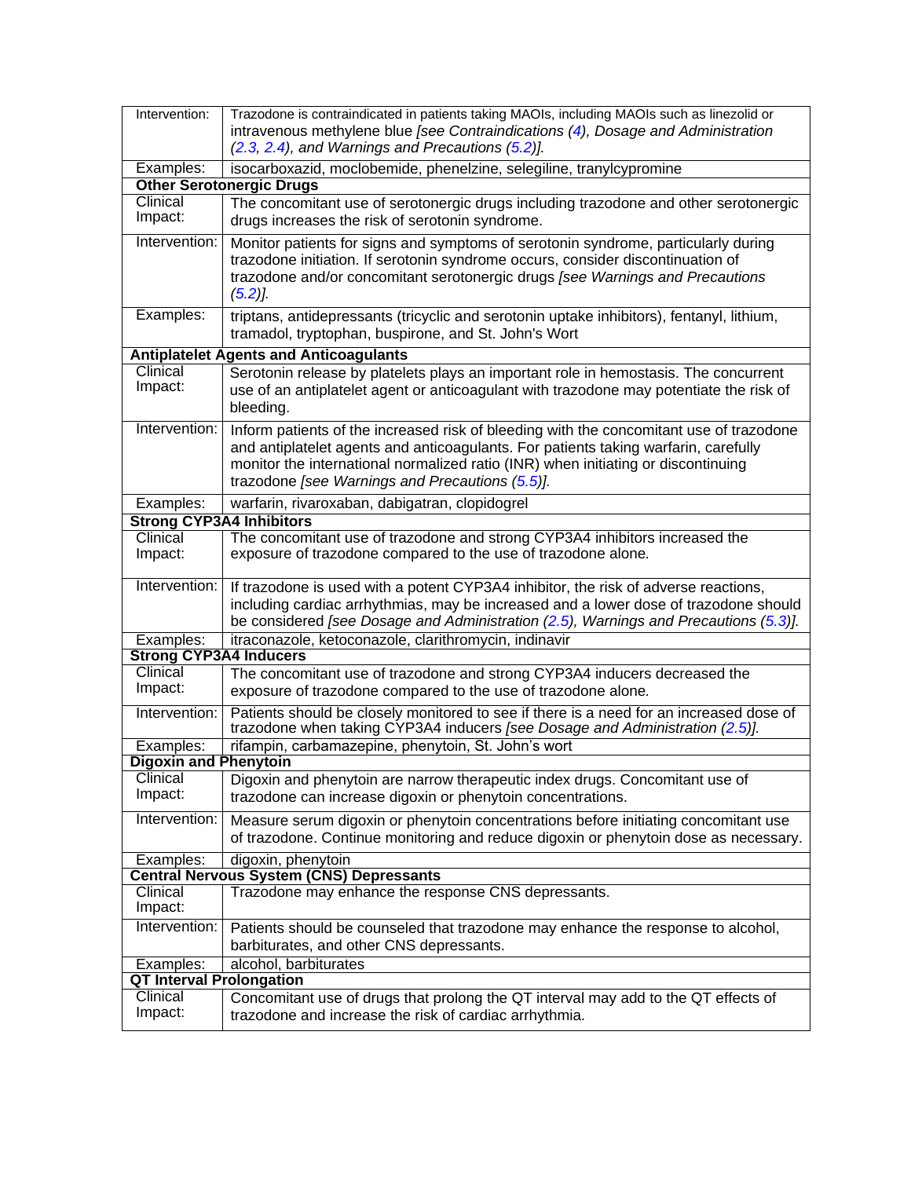| | |
|---|---|
| Intervention: | Trazodone is contraindicated in patients taking MAOIs, including MAOIs such as linezolid or intravenous methylene blue *[see Contraindications (4), Dosage and Administration (2.3, 2.4), and Warnings and Precautions (5.2)].* |
| Examples: | isocarboxazid, moclobemide, phenelzine, selegiline, tranylcypromine |
| **Other Serotonergic Drugs** | |
| Clinical Impact: | The concomitant use of serotonergic drugs including trazodone and other serotonergic drugs increases the risk of serotonin syndrome. |
| Intervention: | Monitor patients for signs and symptoms of serotonin syndrome, particularly during trazodone initiation. If serotonin syndrome occurs, consider discontinuation of trazodone and/or concomitant serotonergic drugs *[see Warnings and Precautions (5.2)].* |
| Examples: | triptans, antidepressants (tricyclic and serotonin uptake inhibitors), fentanyl, lithium, tramadol, tryptophan, buspirone, and St. John's Wort |
| **Antiplatelet Agents and Anticoagulants** | |
| Clinical Impact: | Serotonin release by platelets plays an important role in hemostasis. The concurrent use of an antiplatelet agent or anticoagulant with trazodone may potentiate the risk of bleeding. |
| Intervention: | Inform patients of the increased risk of bleeding with the concomitant use of trazodone and antiplatelet agents and anticoagulants. For patients taking warfarin, carefully monitor the international normalized ratio (INR) when initiating or discontinuing trazodone *[see Warnings and Precautions (5.5)].* |
| Examples: | warfarin, rivaroxaban, dabigatran, clopidogrel |
| **Strong CYP3A4 Inhibitors** | |
| Clinical Impact: | The concomitant use of trazodone and strong CYP3A4 inhibitors increased the exposure of trazodone compared to the use of trazodone alone. |
| Intervention: | If trazodone is used with a potent CYP3A4 inhibitor, the risk of adverse reactions, including cardiac arrhythmias, may be increased and a lower dose of trazodone should be considered *[see Dosage and Administration (2.5), Warnings and Precautions (5.3)].* |
| Examples: | itraconazole, ketoconazole, clarithromycin, indinavir |
| **Strong CYP3A4 Inducers** | |
| Clinical Impact: | The concomitant use of trazodone and strong CYP3A4 inducers decreased the exposure of trazodone compared to the use of trazodone alone. |
| Intervention: | Patients should be closely monitored to see if there is a need for an increased dose of trazodone when taking CYP3A4 inducers *[see Dosage and Administration (2.5)].* |
| Examples: | rifampin, carbamazepine, phenytoin, St. John's wort |
| **Digoxin and Phenytoin** | |
| Clinical Impact: | Digoxin and phenytoin are narrow therapeutic index drugs. Concomitant use of trazodone can increase digoxin or phenytoin concentrations. |
| Intervention: | Measure serum digoxin or phenytoin concentrations before initiating concomitant use of trazodone. Continue monitoring and reduce digoxin or phenytoin dose as necessary. |
| Examples: | digoxin, phenytoin |
| **Central Nervous System (CNS) Depressants** | |
| Clinical Impact: | Trazodone may enhance the response CNS depressants. |
| Intervention: | Patients should be counseled that trazodone may enhance the response to alcohol, barbiturates, and other CNS depressants. |
| Examples: | alcohol, barbiturates |
| **QT Interval Prolongation** | |
| Clinical Impact: | Concomitant use of drugs that prolong the QT interval may add to the QT effects of trazodone and increase the risk of cardiac arrhythmia. |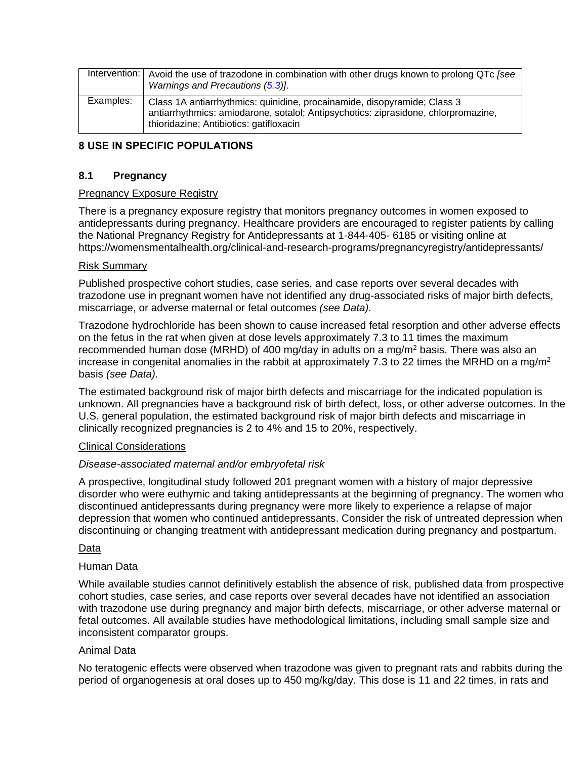| | |
|---|---|
| Intervention: | Avoid the use of trazodone in combination with other drugs known to prolong QTc *[see Warnings and Precautions (5.3)]*. |
| Examples: | Class 1A antiarrhythmics: quinidine, procainamide, disopyramide; Class 3 antiarrhythmics: amiodarone, sotalol; Antipsychotics: ziprasidone, chlorpromazine, thioridazine; Antibiotics: gatifloxacin |

## 8 USE IN SPECIFIC POPULATIONS

### 8.1 Pregnancy

Pregnancy Exposure Registry

There is a pregnancy exposure registry that monitors pregnancy outcomes in women exposed to antidepressants during pregnancy. Healthcare providers are encouraged to register patients by calling the National Pregnancy Registry for Antidepressants at 1-844-405- 6185 or visiting online at https://womensmentalhealth.org/clinical-and-research-programs/pregnancyregistry/antidepressants/

Risk Summary

Published prospective cohort studies, case series, and case reports over several decades with trazodone use in pregnant women have not identified any drug-associated risks of major birth defects, miscarriage, or adverse maternal or fetal outcomes *(see Data).*

Trazodone hydrochloride has been shown to cause increased fetal resorption and other adverse effects on the fetus in the rat when given at dose levels approximately 7.3 to 11 times the maximum recommended human dose (MRHD) of 400 mg/day in adults on a mg/m$^2$ basis. There was also an increase in congenital anomalies in the rabbit at approximately 7.3 to 22 times the MRHD on a mg/m$^2$ basis *(see Data).*

The estimated background risk of major birth defects and miscarriage for the indicated population is unknown. All pregnancies have a background risk of birth defect, loss, or other adverse outcomes. In the U.S. general population, the estimated background risk of major birth defects and miscarriage in clinically recognized pregnancies is 2 to 4% and 15 to 20%, respectively.

Clinical Considerations

*Disease-associated maternal and/or embryofetal risk*

A prospective, longitudinal study followed 201 pregnant women with a history of major depressive disorder who were euthymic and taking antidepressants at the beginning of pregnancy. The women who discontinued antidepressants during pregnancy were more likely to experience a relapse of major depression that women who continued antidepressants. Consider the risk of untreated depression when discontinuing or changing treatment with antidepressant medication during pregnancy and postpartum.

Data

Human Data

While available studies cannot definitively establish the absence of risk, published data from prospective cohort studies, case series, and case reports over several decades have not identified an association with trazodone use during pregnancy and major birth defects, miscarriage, or other adverse maternal or fetal outcomes. All available studies have methodological limitations, including small sample size and inconsistent comparator groups.

Animal Data

No teratogenic effects were observed when trazodone was given to pregnant rats and rabbits during the period of organogenesis at oral doses up to 450 mg/kg/day. This dose is 11 and 22 times, in rats and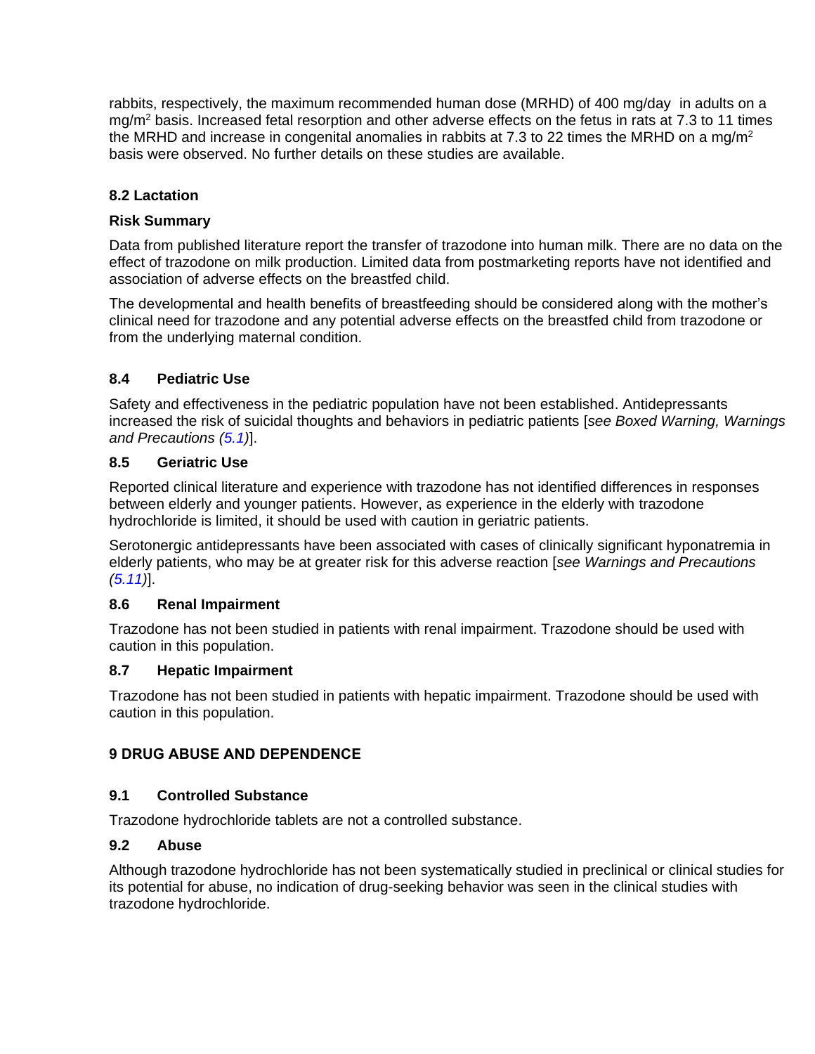rabbits, respectively, the maximum recommended human dose (MRHD) of 400 mg/day in adults on a mg/m$^2$ basis. Increased fetal resorption and other adverse effects on the fetus in rats at 7.3 to 11 times the MRHD and increase in congenital anomalies in rabbits at 7.3 to 22 times the MRHD on a mg/m$^2$ basis were observed. No further details on these studies are available.

### 8.2 Lactation

**Risk Summary**

Data from published literature report the transfer of trazodone into human milk. There are no data on the effect of trazodone on milk production. Limited data from postmarketing reports have not identified and association of adverse effects on the breastfed child.

The developmental and health benefits of breastfeeding should be considered along with the mother's clinical need for trazodone and any potential adverse effects on the breastfed child from trazodone or from the underlying maternal condition.

### 8.4 Pediatric Use

Safety and effectiveness in the pediatric population have not been established. Antidepressants increased the risk of suicidal thoughts and behaviors in pediatric patients [*see Boxed Warning, Warnings and Precautions (5.1)*].

### 8.5 Geriatric Use

Reported clinical literature and experience with trazodone has not identified differences in responses between elderly and younger patients. However, as experience in the elderly with trazodone hydrochloride is limited, it should be used with caution in geriatric patients.

Serotonergic antidepressants have been associated with cases of clinically significant hyponatremia in elderly patients, who may be at greater risk for this adverse reaction [*see Warnings and Precautions (5.11)*].

### 8.6 Renal Impairment

Trazodone has not been studied in patients with renal impairment. Trazodone should be used with caution in this population.

### 8.7 Hepatic Impairment

Trazodone has not been studied in patients with hepatic impairment. Trazodone should be used with caution in this population.

## 9 DRUG ABUSE AND DEPENDENCE

### 9.1 Controlled Substance

Trazodone hydrochloride tablets are not a controlled substance.

### 9.2 Abuse

Although trazodone hydrochloride has not been systematically studied in preclinical or clinical studies for its potential for abuse, no indication of drug-seeking behavior was seen in the clinical studies with trazodone hydrochloride.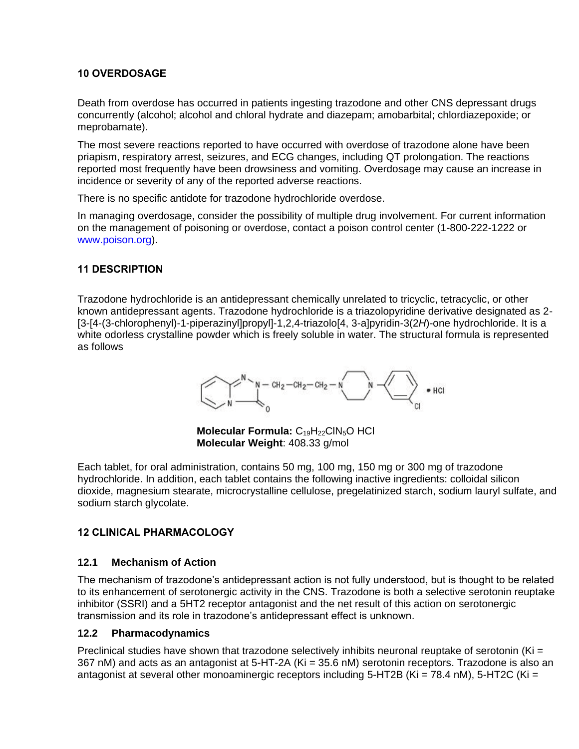## 10 OVERDOSAGE

Death from overdose has occurred in patients ingesting trazodone and other CNS depressant drugs concurrently (alcohol; alcohol and chloral hydrate and diazepam; amobarbital; chlordiazepoxide; or meprobamate).

The most severe reactions reported to have occurred with overdose of trazodone alone have been priapism, respiratory arrest, seizures, and ECG changes, including QT prolongation. The reactions reported most frequently have been drowsiness and vomiting. Overdosage may cause an increase in incidence or severity of any of the reported adverse reactions.

There is no specific antidote for trazodone hydrochloride overdose.

In managing overdosage, consider the possibility of multiple drug involvement. For current information on the management of poisoning or overdose, contact a poison control center (1-800-222-1222 or www.poison.org).

## 11 DESCRIPTION

Trazodone hydrochloride is an antidepressant chemically unrelated to tricyclic, tetracyclic, or other known antidepressant agents. Trazodone hydrochloride is a triazolopyridine derivative designated as 2-[3-[4-(3-chlorophenyl)-1-piperazinyl]propyl]-1,2,4-triazolo[4, 3-a]pyridin-3(2*H*)-one hydrochloride. It is a white odorless crystalline powder which is freely soluble in water. The structural formula is represented as follows

**Molecular Formula:** $C_{19}H_{22}ClN_5O$ HCl
**Molecular Weight**: 408.33 g/mol

Each tablet, for oral administration, contains 50 mg, 100 mg, 150 mg or 300 mg of trazodone hydrochloride. In addition, each tablet contains the following inactive ingredients: colloidal silicon dioxide, magnesium stearate, microcrystalline cellulose, pregelatinized starch, sodium lauryl sulfate, and sodium starch glycolate.

## 12 CLINICAL PHARMACOLOGY

### 12.1 Mechanism of Action

The mechanism of trazodone's antidepressant action is not fully understood, but is thought to be related to its enhancement of serotonergic activity in the CNS. Trazodone is both a selective serotonin reuptake inhibitor (SSRI) and a 5HT2 receptor antagonist and the net result of this action on serotonergic transmission and its role in trazodone's antidepressant effect is unknown.

### 12.2 Pharmacodynamics

Preclinical studies have shown that trazodone selectively inhibits neuronal reuptake of serotonin (Ki = 367 nM) and acts as an antagonist at 5-HT-2A (Ki = 35.6 nM) serotonin receptors. Trazodone is also an antagonist at several other monoaminergic receptors including 5-HT2B (Ki = 78.4 nM), 5-HT2C (Ki =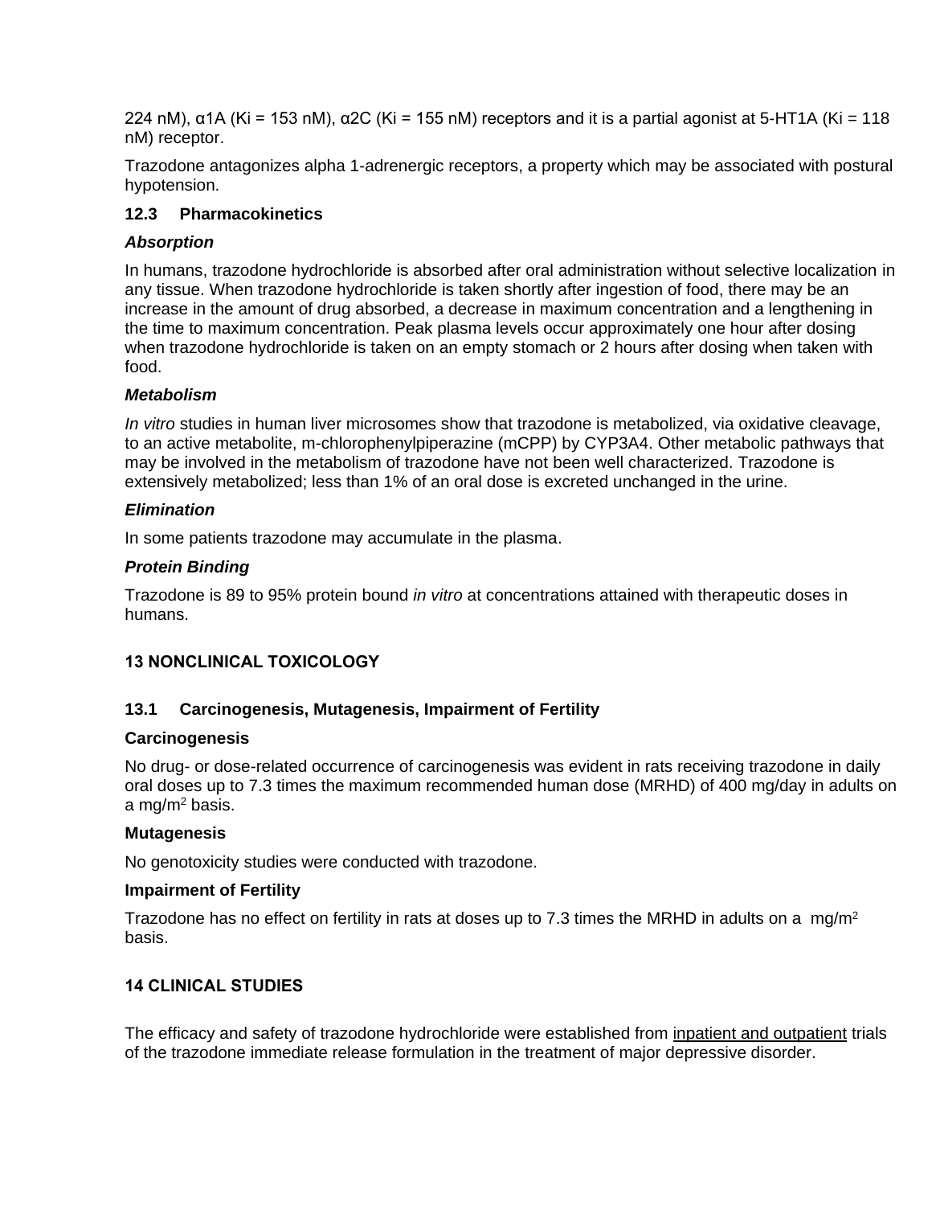224 nM), α1A (Ki = 153 nM), α2C (Ki = 155 nM) receptors and it is a partial agonist at 5-HT1A (Ki = 118 nM) receptor.

Trazodone antagonizes alpha 1-adrenergic receptors, a property which may be associated with postural hypotension.

### 12.3 Pharmacokinetics

***Absorption***

In humans, trazodone hydrochloride is absorbed after oral administration without selective localization in any tissue. When trazodone hydrochloride is taken shortly after ingestion of food, there may be an increase in the amount of drug absorbed, a decrease in maximum concentration and a lengthening in the time to maximum concentration. Peak plasma levels occur approximately one hour after dosing when trazodone hydrochloride is taken on an empty stomach or 2 hours after dosing when taken with food.

***Metabolism***

*In vitro* studies in human liver microsomes show that trazodone is metabolized, via oxidative cleavage, to an active metabolite, m-chlorophenylpiperazine (mCPP) by CYP3A4. Other metabolic pathways that may be involved in the metabolism of trazodone have not been well characterized. Trazodone is extensively metabolized; less than 1% of an oral dose is excreted unchanged in the urine.

***Elimination***

In some patients trazodone may accumulate in the plasma.

***Protein Binding***

Trazodone is 89 to 95% protein bound *in vitro* at concentrations attained with therapeutic doses in humans.

## 13 NONCLINICAL TOXICOLOGY

### 13.1 Carcinogenesis, Mutagenesis, Impairment of Fertility

**Carcinogenesis**

No drug- or dose-related occurrence of carcinogenesis was evident in rats receiving trazodone in daily oral doses up to 7.3 times the maximum recommended human dose (MRHD) of 400 mg/day in adults on a $mg/m^2$ basis.

**Mutagenesis**

No genotoxicity studies were conducted with trazodone.

**Impairment of Fertility**

Trazodone has no effect on fertility in rats at doses up to 7.3 times the MRHD in adults on a $mg/m^2$ basis.

## 14 CLINICAL STUDIES

The efficacy and safety of trazodone hydrochloride were established from inpatient and outpatient trials of the trazodone immediate release formulation in the treatment of major depressive disorder.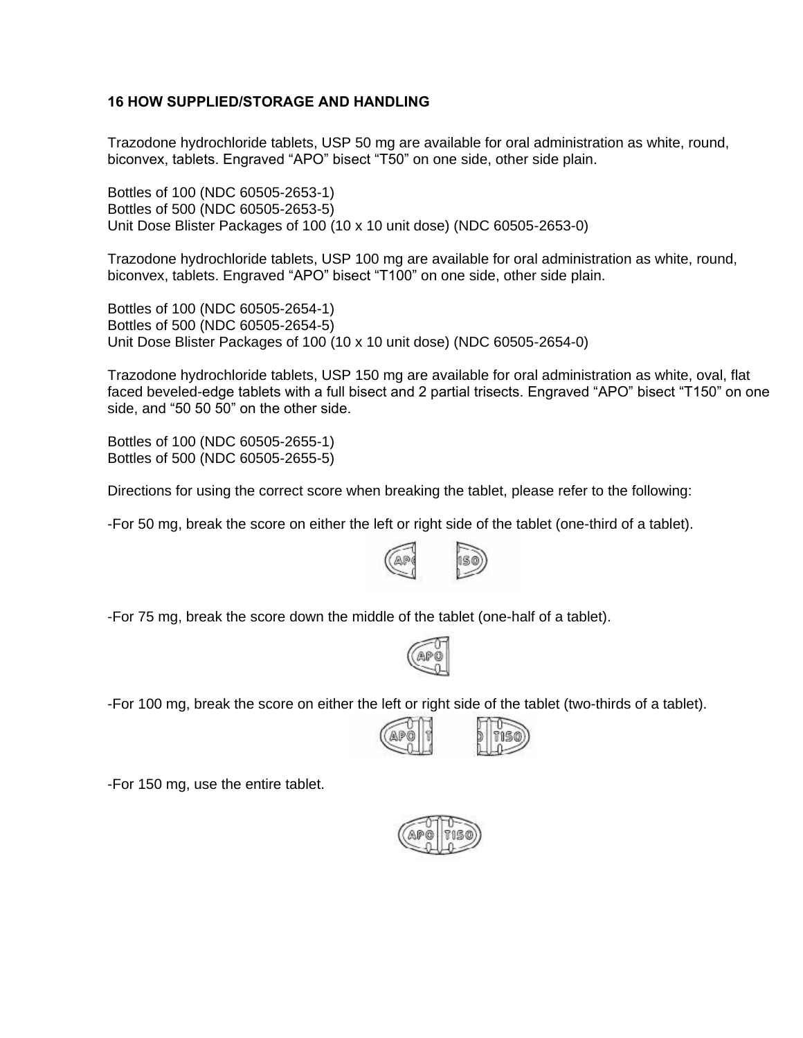## 16 HOW SUPPLIED/STORAGE AND HANDLING

Trazodone hydrochloride tablets, USP 50 mg are available for oral administration as white, round, biconvex, tablets. Engraved “APO” bisect “T50” on one side, other side plain.

Bottles of 100 (NDC 60505-2653-1)
Bottles of 500 (NDC 60505-2653-5)
Unit Dose Blister Packages of 100 (10 x 10 unit dose) (NDC 60505-2653-0)

Trazodone hydrochloride tablets, USP 100 mg are available for oral administration as white, round, biconvex, tablets. Engraved “APO” bisect “T100” on one side, other side plain.

Bottles of 100 (NDC 60505-2654-1)
Bottles of 500 (NDC 60505-2654-5)
Unit Dose Blister Packages of 100 (10 x 10 unit dose) (NDC 60505-2654-0)

Trazodone hydrochloride tablets, USP 150 mg are available for oral administration as white, oval, flat faced beveled-edge tablets with a full bisect and 2 partial trisects. Engraved “APO” bisect “T150” on one side, and “50 50 50” on the other side.

Bottles of 100 (NDC 60505-2655-1)
Bottles of 500 (NDC 60505-2655-5)

Directions for using the correct score when breaking the tablet, please refer to the following:

-For 50 mg, break the score on either the left or right side of the tablet (one-third of a tablet).

-For 75 mg, break the score down the middle of the tablet (one-half of a tablet).

-For 100 mg, break the score on either the left or right side of the tablet (two-thirds of a tablet).

-For 150 mg, use the entire tablet.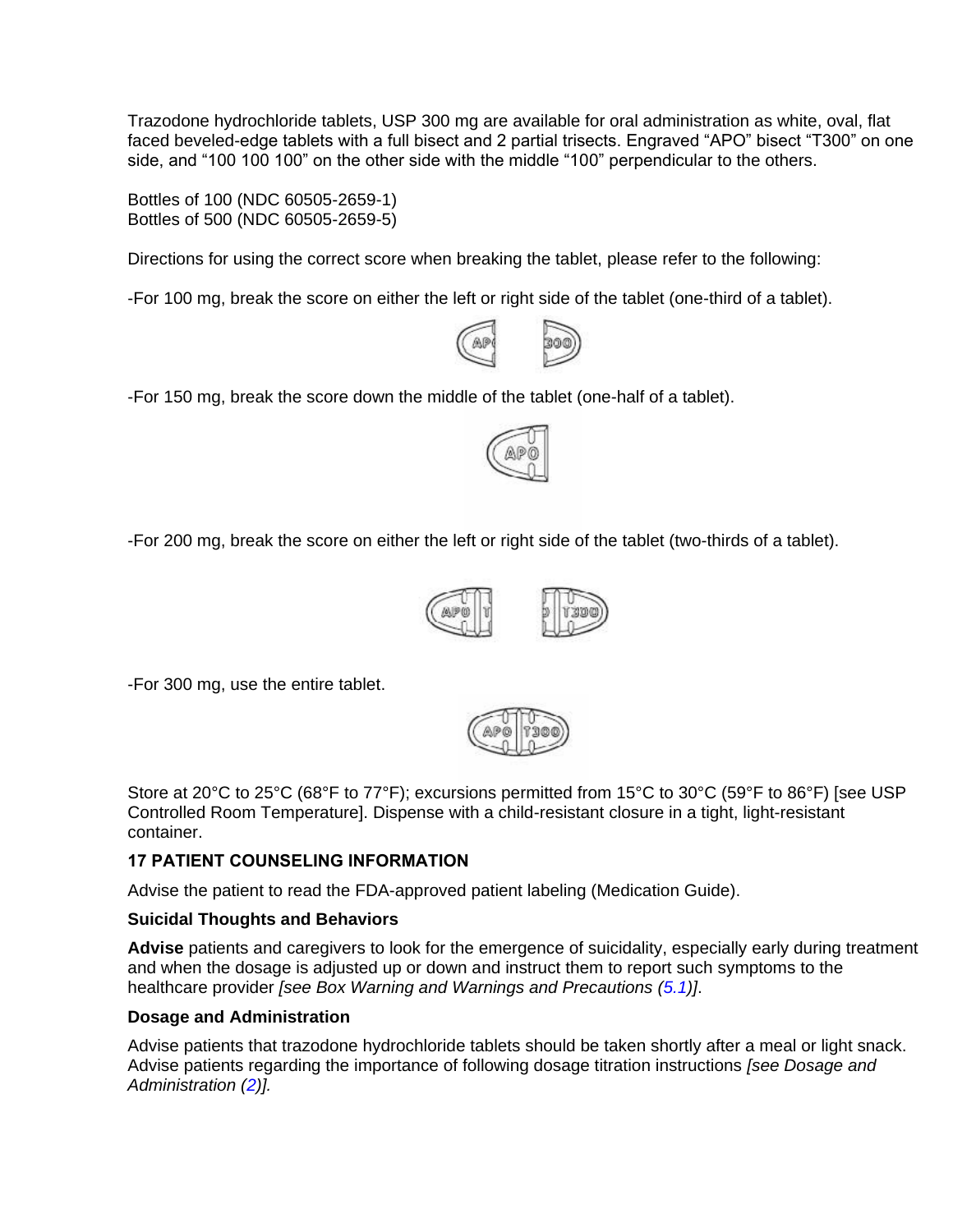Trazodone hydrochloride tablets, USP 300 mg are available for oral administration as white, oval, flat faced beveled-edge tablets with a full bisect and 2 partial trisects. Engraved “APO” bisect “T300” on one side, and “100 100 100” on the other side with the middle “100” perpendicular to the others.

Bottles of 100 (NDC 60505-2659-1)
Bottles of 500 (NDC 60505-2659-5)

Directions for using the correct score when breaking the tablet, please refer to the following:

-For 100 mg, break the score on either the left or right side of the tablet (one-third of a tablet).

-For 150 mg, break the score down the middle of the tablet (one-half of a tablet).

-For 200 mg, break the score on either the left or right side of the tablet (two-thirds of a tablet).

-For 300 mg, use the entire tablet.

Store at 20°C to 25°C (68°F to 77°F); excursions permitted from 15°C to 30°C (59°F to 86°F) [see USP Controlled Room Temperature]. Dispense with a child-resistant closure in a tight, light-resistant container.

### 17 PATIENT COUNSELING INFORMATION

Advise the patient to read the FDA-approved patient labeling (Medication Guide).

**Suicidal Thoughts and Behaviors**

**Advise** patients and caregivers to look for the emergence of suicidality, especially early during treatment and when the dosage is adjusted up or down and instruct them to report such symptoms to the healthcare provider *[see Box Warning and Warnings and Precautions (5.1)]*.

**Dosage and Administration**

Advise patients that trazodone hydrochloride tablets should be taken shortly after a meal or light snack. Advise patients regarding the importance of following dosage titration instructions *[see Dosage and Administration (2)].*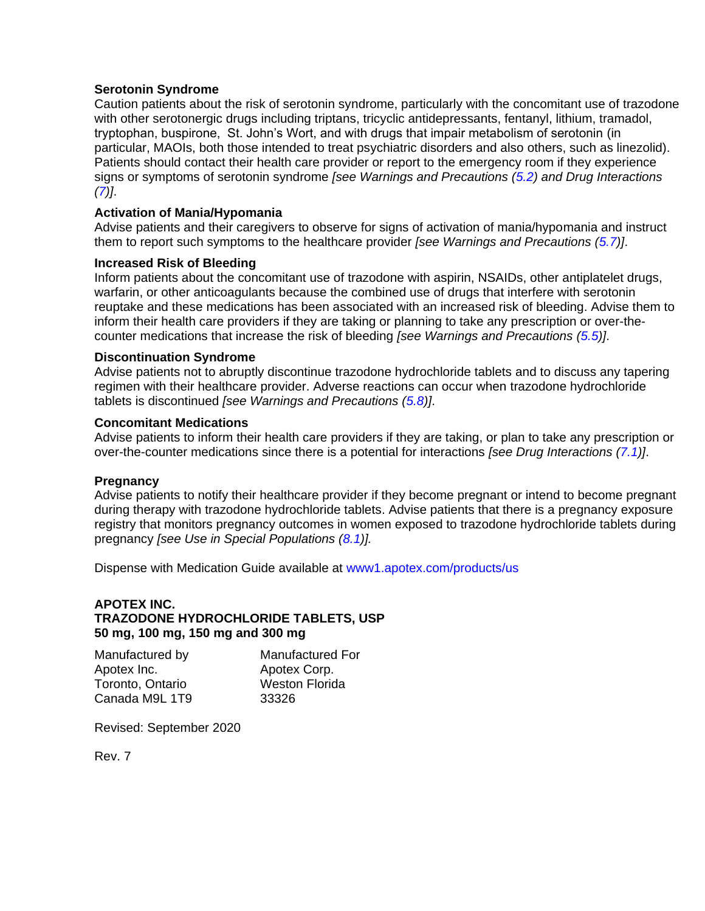**Serotonin Syndrome**
Caution patients about the risk of serotonin syndrome, particularly with the concomitant use of trazodone with other serotonergic drugs including triptans, tricyclic antidepressants, fentanyl, lithium, tramadol, tryptophan, buspirone, St. John's Wort, and with drugs that impair metabolism of serotonin (in particular, MAOIs, both those intended to treat psychiatric disorders and also others, such as linezolid). Patients should contact their health care provider or report to the emergency room if they experience signs or symptoms of serotonin syndrome *[see Warnings and Precautions (5.2) and Drug Interactions (7)]*.

**Activation of Mania/Hypomania**
Advise patients and their caregivers to observe for signs of activation of mania/hypomania and instruct them to report such symptoms to the healthcare provider *[see Warnings and Precautions (5.7)]*.

**Increased Risk of Bleeding**
Inform patients about the concomitant use of trazodone with aspirin, NSAIDs, other antiplatelet drugs, warfarin, or other anticoagulants because the combined use of drugs that interfere with serotonin reuptake and these medications has been associated with an increased risk of bleeding. Advise them to inform their health care providers if they are taking or planning to take any prescription or over-the-counter medications that increase the risk of bleeding *[see Warnings and Precautions (5.5)]*.

**Discontinuation Syndrome**
Advise patients not to abruptly discontinue trazodone hydrochloride tablets and to discuss any tapering regimen with their healthcare provider. Adverse reactions can occur when trazodone hydrochloride tablets is discontinued *[see Warnings and Precautions (5.8)]*.

**Concomitant Medications**
Advise patients to inform their health care providers if they are taking, or plan to take any prescription or over-the-counter medications since there is a potential for interactions *[see Drug Interactions (7.1)]*.

**Pregnancy**
Advise patients to notify their healthcare provider if they become pregnant or intend to become pregnant during therapy with trazodone hydrochloride tablets. Advise patients that there is a pregnancy exposure registry that monitors pregnancy outcomes in women exposed to trazodone hydrochloride tablets during pregnancy *[see Use in Special Populations (8.1)].*

Dispense with Medication Guide available at www1.apotex.com/products/us

**APOTEX INC.**
**TRAZODONE HYDROCHLORIDE TABLETS, USP**
**50 mg, 100 mg, 150 mg and 300 mg**

| Manufactured by | Manufactured For |
|---|---|
| Apotex Inc. | Apotex Corp. |
| Toronto, Ontario | Weston Florida |
| Canada M9L 1T9 | 33326 |

Revised: September 2020

Rev. 7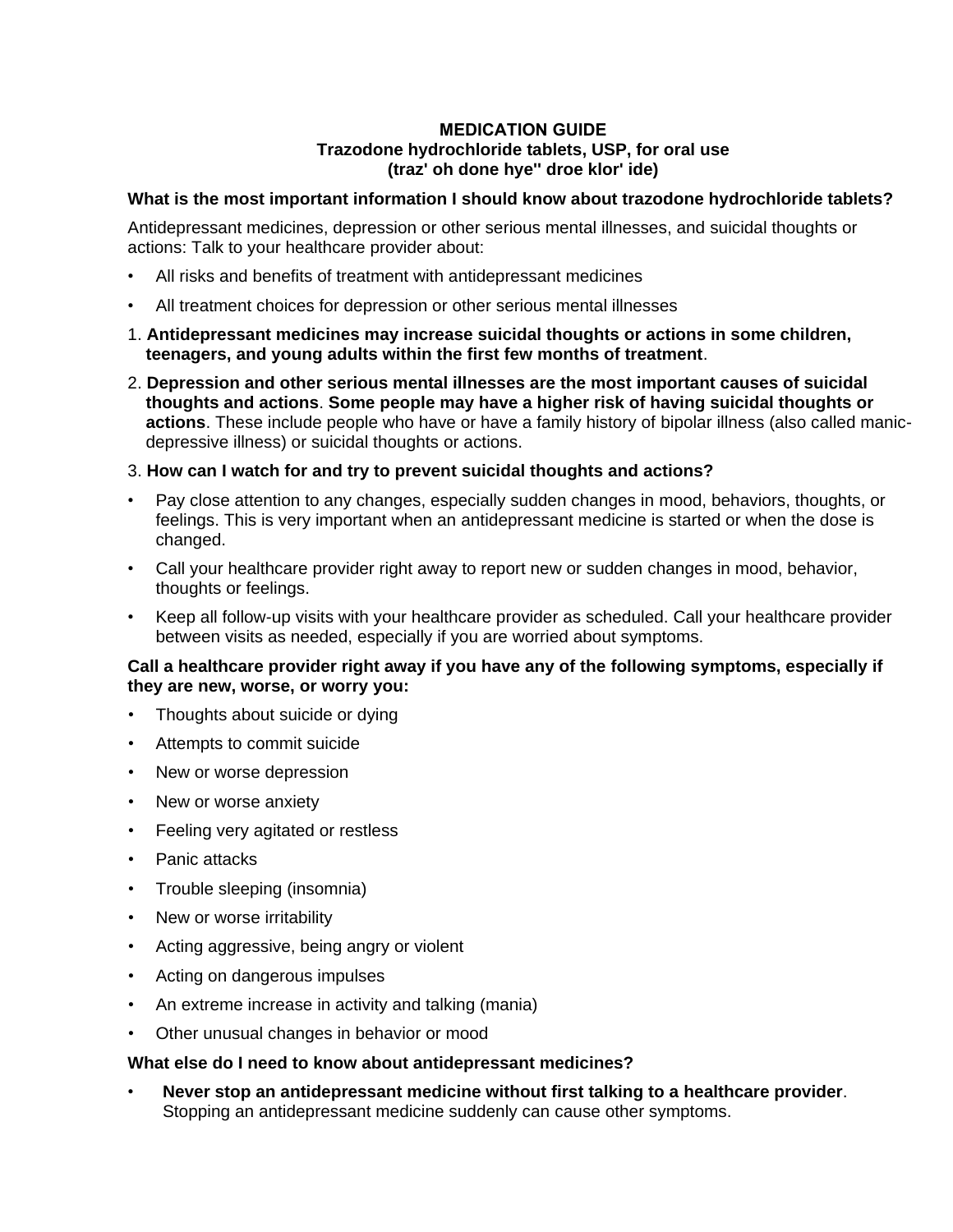# MEDICATION GUIDE
## Trazodone hydrochloride tablets, USP, for oral use
## (traz' oh done hye'' droe klor' ide)

**What is the most important information I should know about trazodone hydrochloride tablets?**

Antidepressant medicines, depression or other serious mental illnesses, and suicidal thoughts or actions: Talk to your healthcare provider about:

- All risks and benefits of treatment with antidepressant medicines
- All treatment choices for depression or other serious mental illnesses

1. **Antidepressant medicines may increase suicidal thoughts or actions in some children, teenagers, and young adults within the first few months of treatment**.
2. **Depression and other serious mental illnesses are the most important causes of suicidal thoughts and actions**. **Some people may have a higher risk of having suicidal thoughts or actions**. These include people who have or have a family history of bipolar illness (also called manic-depressive illness) or suicidal thoughts or actions.
3. **How can I watch for and try to prevent suicidal thoughts and actions?**

- Pay close attention to any changes, especially sudden changes in mood, behaviors, thoughts, or feelings. This is very important when an antidepressant medicine is started or when the dose is changed.
- Call your healthcare provider right away to report new or sudden changes in mood, behavior, thoughts or feelings.
- Keep all follow-up visits with your healthcare provider as scheduled. Call your healthcare provider between visits as needed, especially if you are worried about symptoms.

**Call a healthcare provider right away if you have any of the following symptoms, especially if they are new, worse, or worry you:**

- Thoughts about suicide or dying
- Attempts to commit suicide
- New or worse depression
- New or worse anxiety
- Feeling very agitated or restless
- Panic attacks
- Trouble sleeping (insomnia)
- New or worse irritability
- Acting aggressive, being angry or violent
- Acting on dangerous impulses
- An extreme increase in activity and talking (mania)
- Other unusual changes in behavior or mood

**What else do I need to know about antidepressant medicines?**

- **Never stop an antidepressant medicine without first talking to a healthcare provider**. Stopping an antidepressant medicine suddenly can cause other symptoms.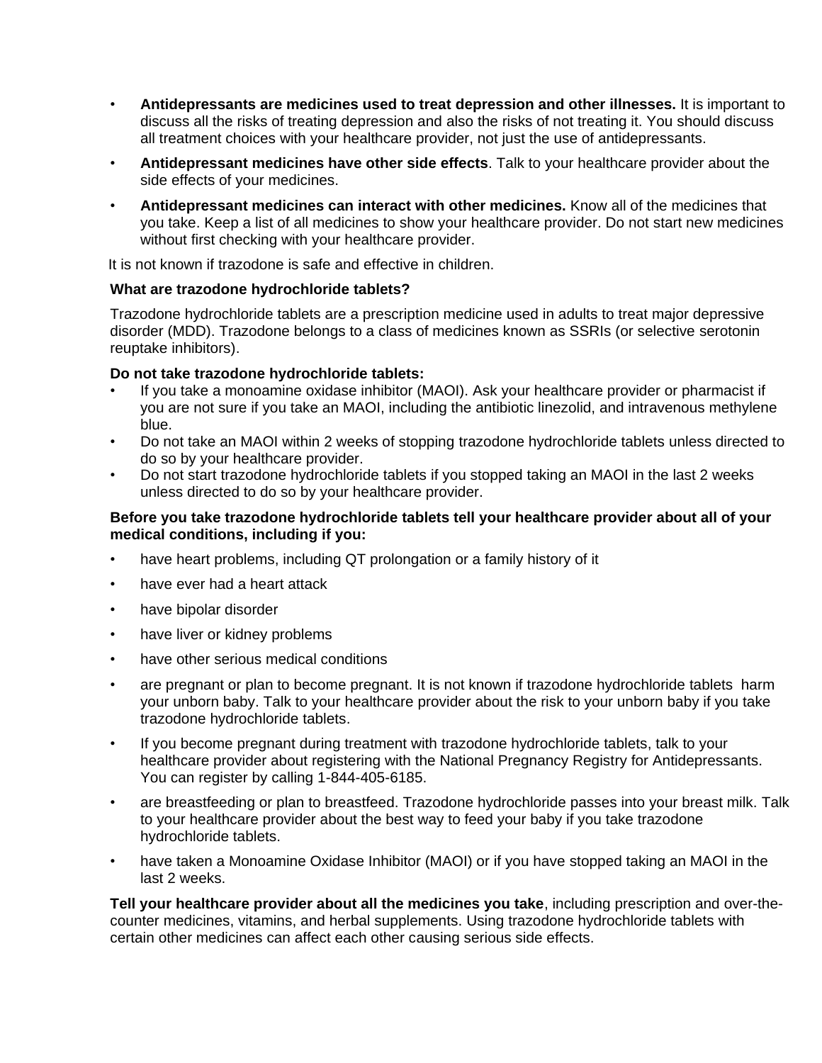- **Antidepressants are medicines used to treat depression and other illnesses.** It is important to discuss all the risks of treating depression and also the risks of not treating it. You should discuss all treatment choices with your healthcare provider, not just the use of antidepressants.
- **Antidepressant medicines have other side effects**. Talk to your healthcare provider about the side effects of your medicines.
- **Antidepressant medicines can interact with other medicines.** Know all of the medicines that you take. Keep a list of all medicines to show your healthcare provider. Do not start new medicines without first checking with your healthcare provider.

It is not known if trazodone is safe and effective in children.

**What are trazodone hydrochloride tablets?**

Trazodone hydrochloride tablets are a prescription medicine used in adults to treat major depressive disorder (MDD). Trazodone belongs to a class of medicines known as SSRIs (or selective serotonin reuptake inhibitors).

**Do not take trazodone hydrochloride tablets:**

- If you take a monoamine oxidase inhibitor (MAOI). Ask your healthcare provider or pharmacist if you are not sure if you take an MAOI, including the antibiotic linezolid, and intravenous methylene blue.
- Do not take an MAOI within 2 weeks of stopping trazodone hydrochloride tablets unless directed to do so by your healthcare provider.
- Do not start trazodone hydrochloride tablets if you stopped taking an MAOI in the last 2 weeks unless directed to do so by your healthcare provider.

**Before you take trazodone hydrochloride tablets tell your healthcare provider about all of your medical conditions, including if you:**

- have heart problems, including QT prolongation or a family history of it
- have ever had a heart attack
- have bipolar disorder
- have liver or kidney problems
- have other serious medical conditions
- are pregnant or plan to become pregnant. It is not known if trazodone hydrochloride tablets harm your unborn baby. Talk to your healthcare provider about the risk to your unborn baby if you take trazodone hydrochloride tablets.
- If you become pregnant during treatment with trazodone hydrochloride tablets, talk to your healthcare provider about registering with the National Pregnancy Registry for Antidepressants. You can register by calling 1-844-405-6185.
- are breastfeeding or plan to breastfeed. Trazodone hydrochloride passes into your breast milk. Talk to your healthcare provider about the best way to feed your baby if you take trazodone hydrochloride tablets.
- have taken a Monoamine Oxidase Inhibitor (MAOI) or if you have stopped taking an MAOI in the last 2 weeks.

**Tell your healthcare provider about all the medicines you take**, including prescription and over-the-counter medicines, vitamins, and herbal supplements. Using trazodone hydrochloride tablets with certain other medicines can affect each other causing serious side effects.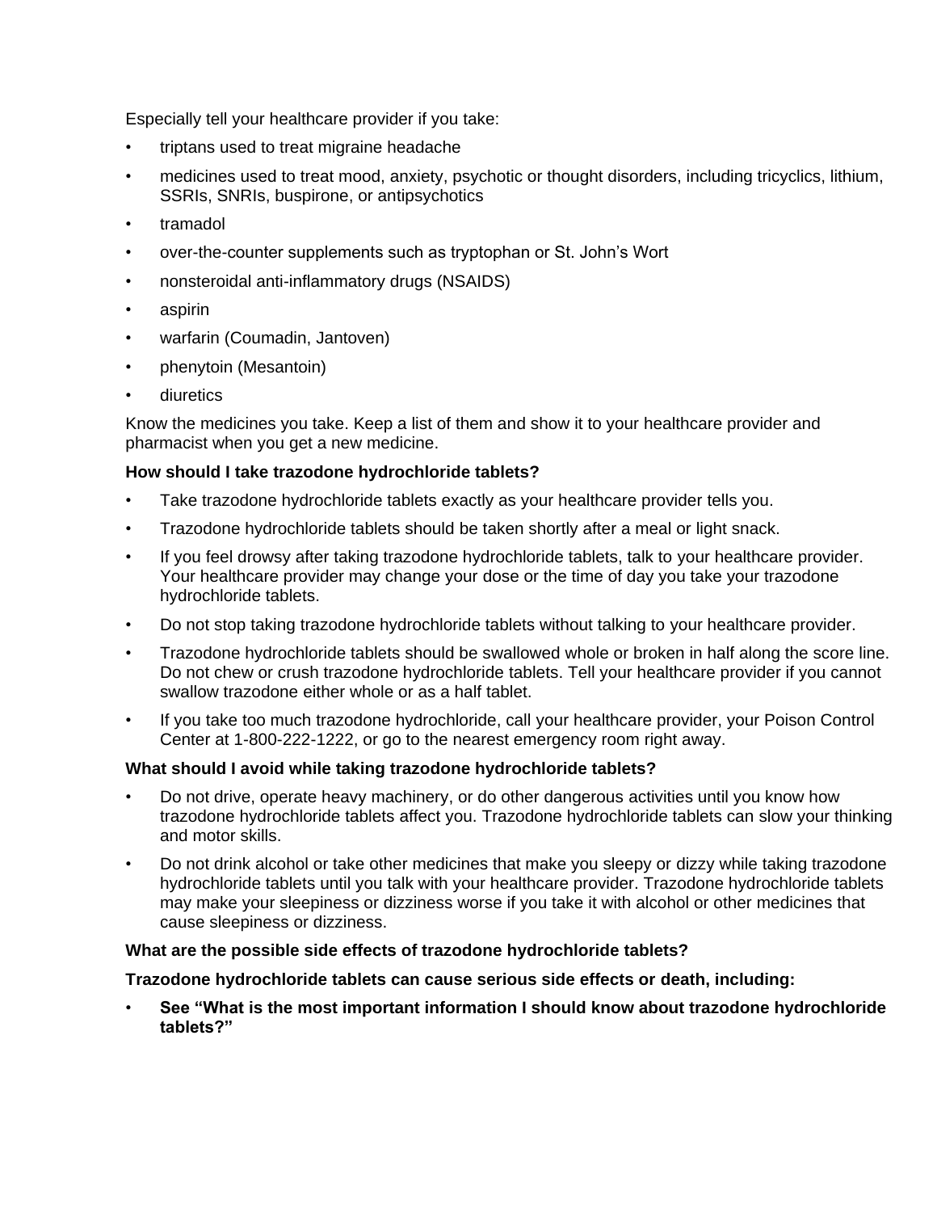Especially tell your healthcare provider if you take:

- triptans used to treat migraine headache
- medicines used to treat mood, anxiety, psychotic or thought disorders, including tricyclics, lithium, SSRIs, SNRIs, buspirone, or antipsychotics
- tramadol
- over-the-counter supplements such as tryptophan or St. John's Wort
- nonsteroidal anti-inflammatory drugs (NSAIDS)
- aspirin
- warfarin (Coumadin, Jantoven)
- phenytoin (Mesantoin)
- diuretics

Know the medicines you take. Keep a list of them and show it to your healthcare provider and pharmacist when you get a new medicine.

**How should I take trazodone hydrochloride tablets?**

- Take trazodone hydrochloride tablets exactly as your healthcare provider tells you.
- Trazodone hydrochloride tablets should be taken shortly after a meal or light snack.
- If you feel drowsy after taking trazodone hydrochloride tablets, talk to your healthcare provider. Your healthcare provider may change your dose or the time of day you take your trazodone hydrochloride tablets.
- Do not stop taking trazodone hydrochloride tablets without talking to your healthcare provider.
- Trazodone hydrochloride tablets should be swallowed whole or broken in half along the score line. Do not chew or crush trazodone hydrochloride tablets. Tell your healthcare provider if you cannot swallow trazodone either whole or as a half tablet.
- If you take too much trazodone hydrochloride, call your healthcare provider, your Poison Control Center at 1-800-222-1222, or go to the nearest emergency room right away.

**What should I avoid while taking trazodone hydrochloride tablets?**

- Do not drive, operate heavy machinery, or do other dangerous activities until you know how trazodone hydrochloride tablets affect you. Trazodone hydrochloride tablets can slow your thinking and motor skills.
- Do not drink alcohol or take other medicines that make you sleepy or dizzy while taking trazodone hydrochloride tablets until you talk with your healthcare provider. Trazodone hydrochloride tablets may make your sleepiness or dizziness worse if you take it with alcohol or other medicines that cause sleepiness or dizziness.

**What are the possible side effects of trazodone hydrochloride tablets?**

**Trazodone hydrochloride tablets can cause serious side effects or death, including:**

- **See "What is the most important information I should know about trazodone hydrochloride tablets?"**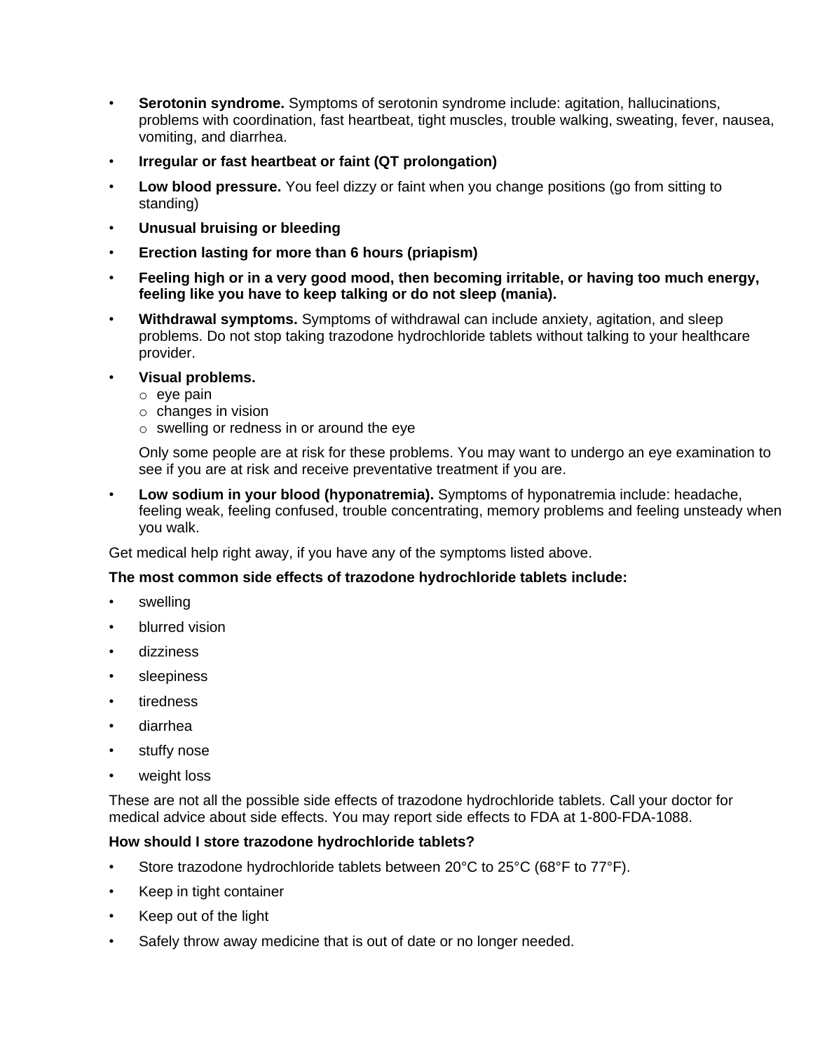- **Serotonin syndrome.** Symptoms of serotonin syndrome include: agitation, hallucinations, problems with coordination, fast heartbeat, tight muscles, trouble walking, sweating, fever, nausea, vomiting, and diarrhea.
- **Irregular or fast heartbeat or faint (QT prolongation)**
- **Low blood pressure.** You feel dizzy or faint when you change positions (go from sitting to standing)
- **Unusual bruising or bleeding**
- **Erection lasting for more than 6 hours (priapism)**
- **Feeling high or in a very good mood, then becoming irritable, or having too much energy, feeling like you have to keep talking or do not sleep (mania).**
- **Withdrawal symptoms.** Symptoms of withdrawal can include anxiety, agitation, and sleep problems. Do not stop taking trazodone hydrochloride tablets without talking to your healthcare provider.
- **Visual problems.**
  - eye pain
  - changes in vision
  - swelling or redness in or around the eye

  Only some people are at risk for these problems. You may want to undergo an eye examination to see if you are at risk and receive preventative treatment if you are.
- **Low sodium in your blood (hyponatremia).** Symptoms of hyponatremia include: headache, feeling weak, feeling confused, trouble concentrating, memory problems and feeling unsteady when you walk.

Get medical help right away, if you have any of the symptoms listed above.

**The most common side effects of trazodone hydrochloride tablets include:**

- swelling
- blurred vision
- dizziness
- sleepiness
- tiredness
- diarrhea
- stuffy nose
- weight loss

These are not all the possible side effects of trazodone hydrochloride tablets. Call your doctor for medical advice about side effects. You may report side effects to FDA at 1-800-FDA-1088.

**How should I store trazodone hydrochloride tablets?**

- Store trazodone hydrochloride tablets between 20°C to 25°C (68°F to 77°F).
- Keep in tight container
- Keep out of the light
- Safely throw away medicine that is out of date or no longer needed.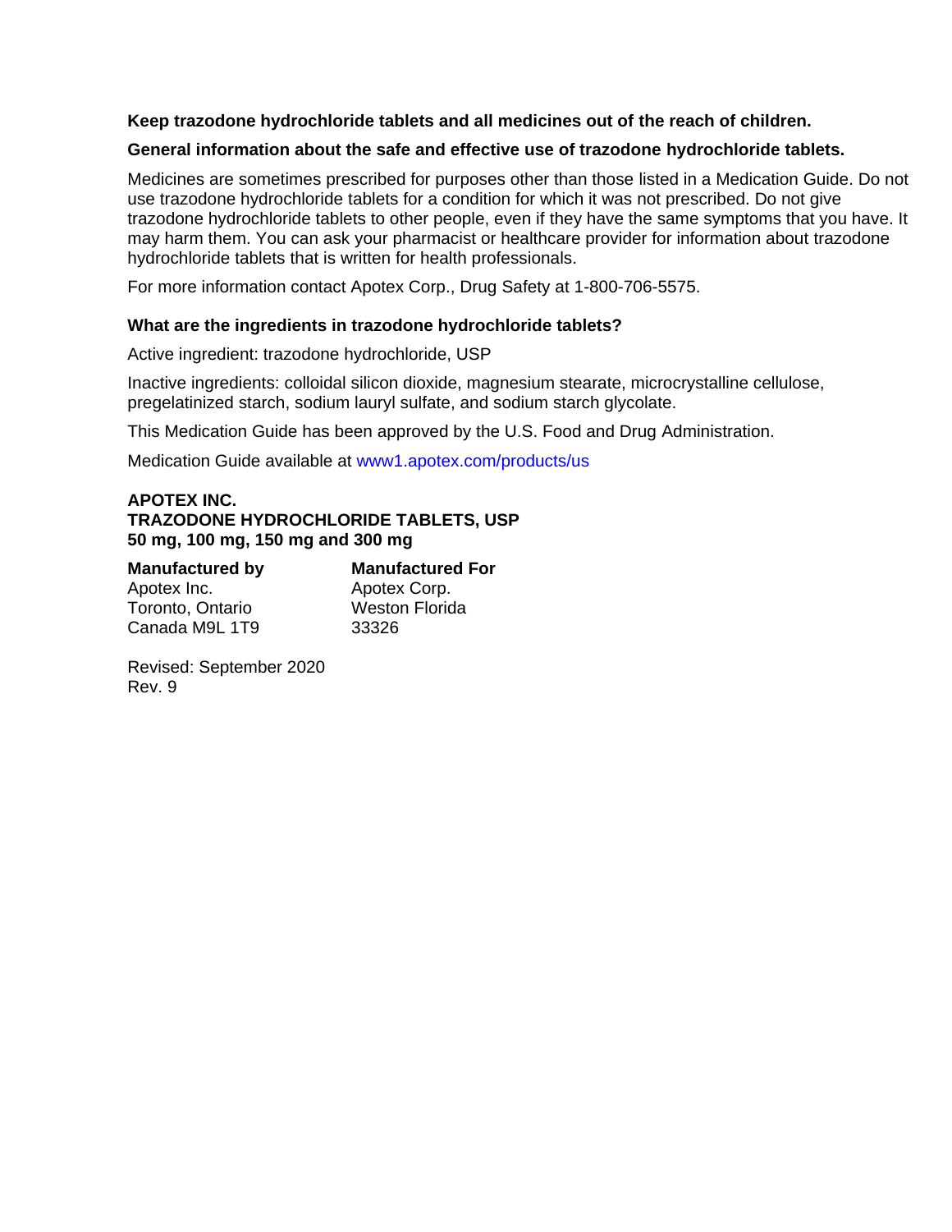**Keep trazodone hydrochloride tablets and all medicines out of the reach of children.**

**General information about the safe and effective use of trazodone hydrochloride tablets.**

Medicines are sometimes prescribed for purposes other than those listed in a Medication Guide. Do not use trazodone hydrochloride tablets for a condition for which it was not prescribed. Do not give trazodone hydrochloride tablets to other people, even if they have the same symptoms that you have. It may harm them. You can ask your pharmacist or healthcare provider for information about trazodone hydrochloride tablets that is written for health professionals.

For more information contact Apotex Corp., Drug Safety at 1-800-706-5575.

**What are the ingredients in trazodone hydrochloride tablets?**

Active ingredient: trazodone hydrochloride, USP

Inactive ingredients: colloidal silicon dioxide, magnesium stearate, microcrystalline cellulose, pregelatinized starch, sodium lauryl sulfate, and sodium starch glycolate.

This Medication Guide has been approved by the U.S. Food and Drug Administration.

Medication Guide available at www1.apotex.com/products/us

**APOTEX INC.**
**TRAZODONE HYDROCHLORIDE TABLETS, USP**
**50 mg, 100 mg, 150 mg and 300 mg**

**Manufactured by**
Apotex Inc.
Toronto, Ontario
Canada M9L 1T9

**Manufactured For**
Apotex Corp.
Weston Florida
33326

Revised: September 2020
Rev. 9